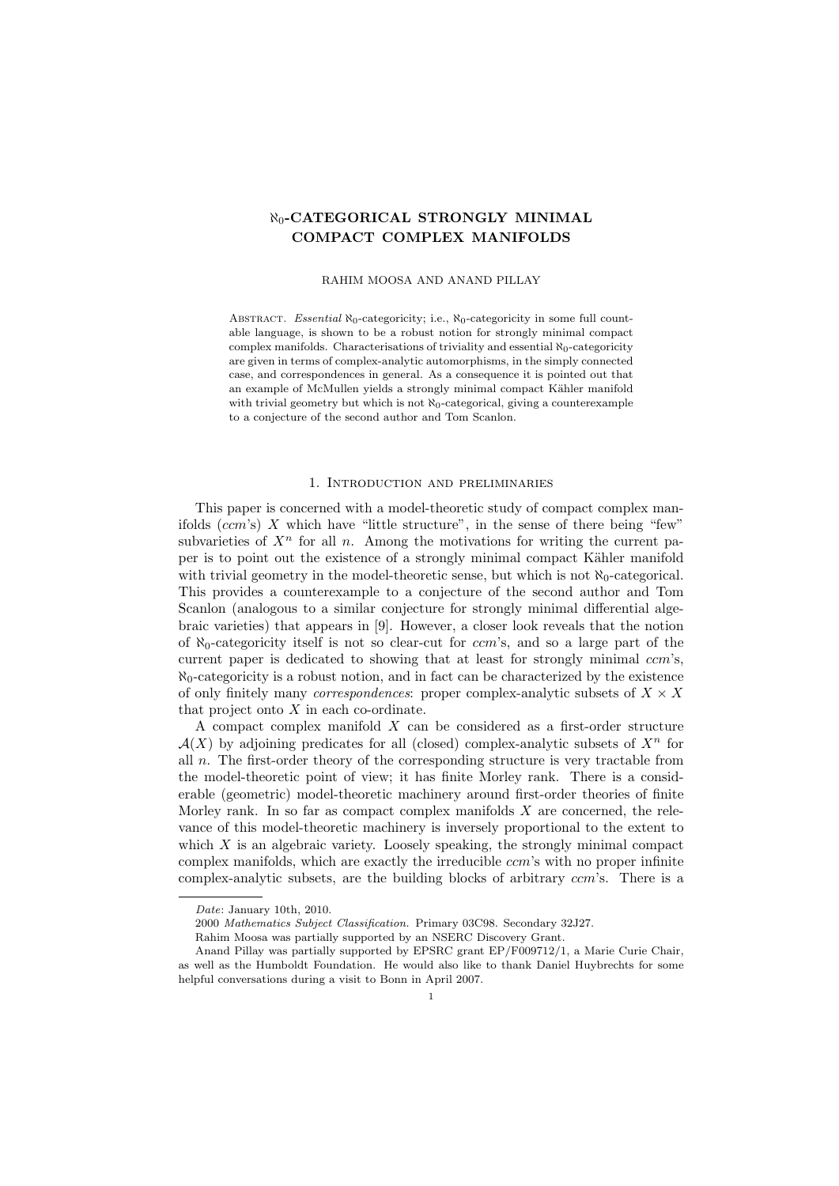# $\aleph_0$-CATEGORICAL STRONGLY MINIMAL COMPACT COMPLEX MANIFOLDS

RAHIM MOOSA AND ANAND PILLAY

ABSTRACT. *Essential* $\aleph_0$-categoricity; i.e., $\aleph_0$-categoricity in some full countable language, is shown to be a robust notion for strongly minimal compact complex manifolds. Characterisations of triviality and essential $\aleph_0$-categoricity are given in terms of complex-analytic automorphisms, in the simply connected case, and correspondences in general. As a consequence it is pointed out that an example of McMullen yields a strongly minimal compact Kähler manifold with trivial geometry but which is not $\aleph_0$-categorical, giving a counterexample to a conjecture of the second author and Tom Scanlon.

## 1. Introduction and preliminaries

This paper is concerned with a model-theoretic study of compact complex manifolds (*ccm*'s) $X$ which have "little structure", in the sense of there being "few" subvarieties of $X^n$ for all $n$. Among the motivations for writing the current paper is to point out the existence of a strongly minimal compact Kähler manifold with trivial geometry in the model-theoretic sense, but which is not $\aleph_0$-categorical. This provides a counterexample to a conjecture of the second author and Tom Scanlon (analogous to a similar conjecture for strongly minimal differential algebraic varieties) that appears in [9]. However, a closer look reveals that the notion of $\aleph_0$-categoricity itself is not so clear-cut for *ccm*'s, and so a large part of the current paper is dedicated to showing that at least for strongly minimal *ccm*'s, $\aleph_0$-categoricity is a robust notion, and in fact can be characterized by the existence of only finitely many *correspondences*: proper complex-analytic subsets of $X \times X$ that project onto $X$ in each co-ordinate.

A compact complex manifold $X$ can be considered as a first-order structure $\mathcal{A}(X)$ by adjoining predicates for all (closed) complex-analytic subsets of $X^n$ for all $n$. The first-order theory of the corresponding structure is very tractable from the model-theoretic point of view; it has finite Morley rank. There is a considerable (geometric) model-theoretic machinery around first-order theories of finite Morley rank. In so far as compact complex manifolds $X$ are concerned, the relevance of this model-theoretic machinery is inversely proportional to the extent to which $X$ is an algebraic variety. Loosely speaking, the strongly minimal compact complex manifolds, which are exactly the irreducible *ccm*'s with no proper infinite complex-analytic subsets, are the building blocks of arbitrary *ccm*'s. There is a

---

*Date*: January 10th, 2010.

2000 *Mathematics Subject Classification.* Primary 03C98. Secondary 32J27.

Rahim Moosa was partially supported by an NSERC Discovery Grant.

Anand Pillay was partially supported by EPSRC grant EP/F009712/1, a Marie Curie Chair, as well as the Humboldt Foundation. He would also like to thank Daniel Huybrechts for some helpful conversations during a visit to Bonn in April 2007.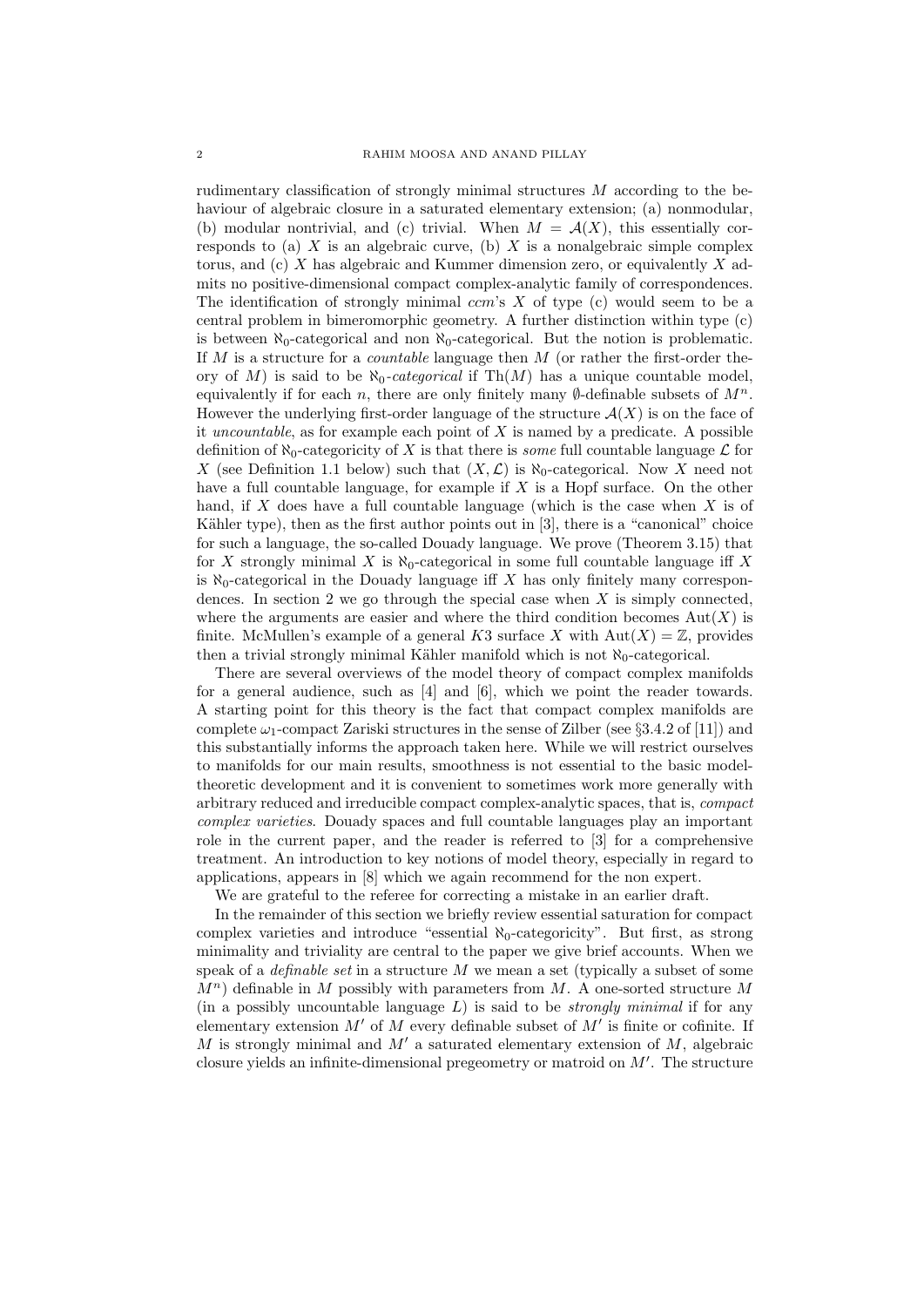rudimentary classification of strongly minimal structures $M$ according to the behaviour of algebraic closure in a saturated elementary extension; (a) nonmodular, (b) modular nontrivial, and (c) trivial. When $M = \mathcal{A}(X)$, this essentially corresponds to (a) $X$ is an algebraic curve, (b) $X$ is a nonalgebraic simple complex torus, and (c) $X$ has algebraic and Kummer dimension zero, or equivalently $X$ admits no positive-dimensional compact complex-analytic family of correspondences. The identification of strongly minimal *ccm*'s $X$ of type (c) would seem to be a central problem in bimeromorphic geometry. A further distinction within type (c) is between $\aleph_0$-categorical and non $\aleph_0$-categorical. But the notion is problematic. If $M$ is a structure for a *countable* language then $M$ (or rather the first-order theory of $M$) is said to be $\aleph_0$-*categorical* if $\mathrm{Th}(M)$ has a unique countable model, equivalently if for each $n$, there are only finitely many $\emptyset$-definable subsets of $M^n$. However the underlying first-order language of the structure $\mathcal{A}(X)$ is on the face of it *uncountable*, as for example each point of $X$ is named by a predicate. A possible definition of $\aleph_0$-categoricity of $X$ is that there is *some* full countable language $\mathcal{L}$ for $X$ (see Definition 1.1 below) such that $(X, \mathcal{L})$ is $\aleph_0$-categorical. Now $X$ need not have a full countable language, for example if $X$ is a Hopf surface. On the other hand, if $X$ does have a full countable language (which is the case when $X$ is of Kähler type), then as the first author points out in [3], there is a "canonical" choice for such a language, the so-called Douady language. We prove (Theorem 3.15) that for $X$ strongly minimal $X$ is $\aleph_0$-categorical in some full countable language iff $X$ is $\aleph_0$-categorical in the Douady language iff $X$ has only finitely many correspondences. In section 2 we go through the special case when $X$ is simply connected, where the arguments are easier and where the third condition becomes $\mathrm{Aut}(X)$ is finite. McMullen's example of a general $K3$ surface $X$ with $\mathrm{Aut}(X) = \mathbb{Z}$, provides then a trivial strongly minimal Kähler manifold which is not $\aleph_0$-categorical.

There are several overviews of the model theory of compact complex manifolds for a general audience, such as [4] and [6], which we point the reader towards. A starting point for this theory is the fact that compact complex manifolds are complete $\omega_1$-compact Zariski structures in the sense of Zilber (see §3.4.2 of [11]) and this substantially informs the approach taken here. While we will restrict ourselves to manifolds for our main results, smoothness is not essential to the basic model-theoretic development and it is convenient to sometimes work more generally with arbitrary reduced and irreducible compact complex-analytic spaces, that is, *compact complex varieties*. Douady spaces and full countable languages play an important role in the current paper, and the reader is referred to [3] for a comprehensive treatment. An introduction to key notions of model theory, especially in regard to applications, appears in [8] which we again recommend for the non expert.

We are grateful to the referee for correcting a mistake in an earlier draft.

In the remainder of this section we briefly review essential saturation for compact complex varieties and introduce "essential $\aleph_0$-categoricity". But first, as strong minimality and triviality are central to the paper we give brief accounts. When we speak of a *definable set* in a structure $M$ we mean a set (typically a subset of some $M^n$) definable in $M$ possibly with parameters from $M$. A one-sorted structure $M$ (in a possibly uncountable language $L$) is said to be *strongly minimal* if for any elementary extension $M'$ of $M$ every definable subset of $M'$ is finite or cofinite. If $M$ is strongly minimal and $M'$ a saturated elementary extension of $M$, algebraic closure yields an infinite-dimensional pregeometry or matroid on $M'$. The structure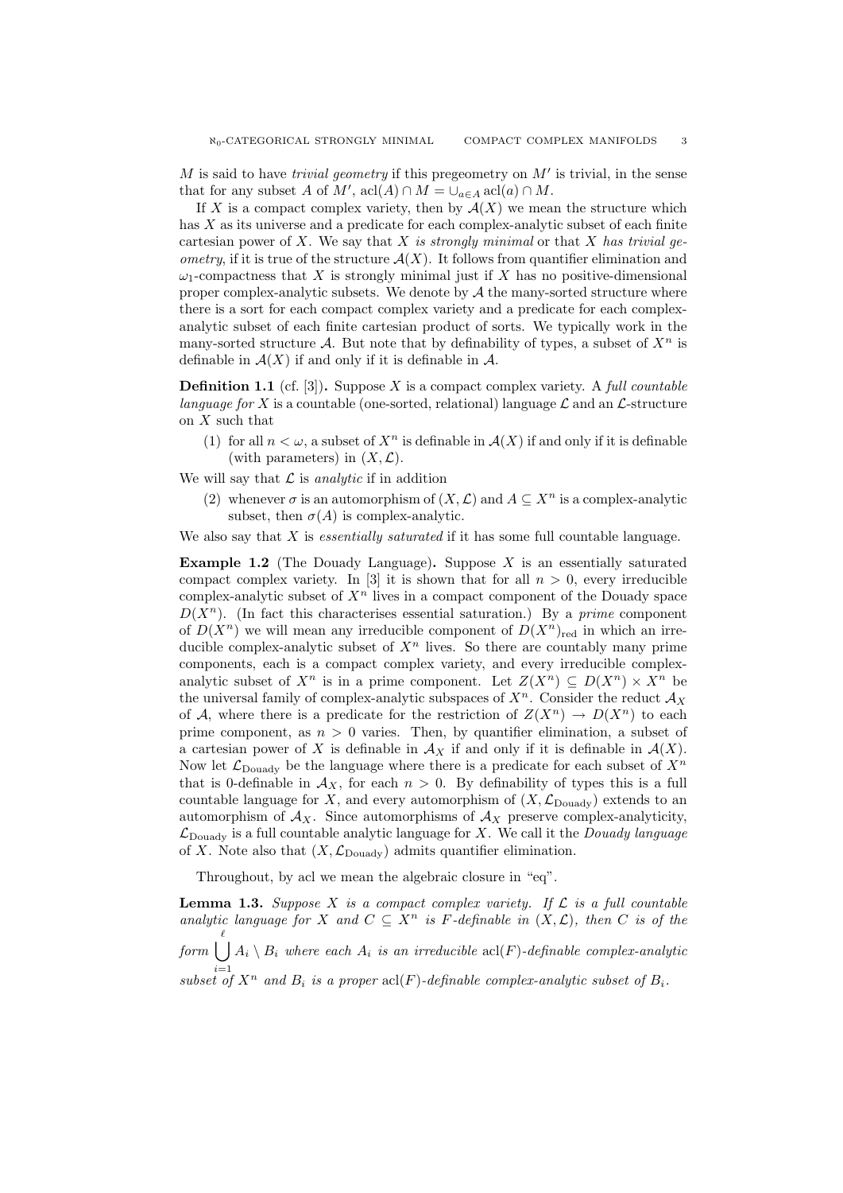$M$ is said to have *trivial geometry* if this pregeometry on $M'$ is trivial, in the sense that for any subset $A$ of $M'$, $\operatorname{acl}(A) \cap M = \cup_{a \in A} \operatorname{acl}(a) \cap M$.

If $X$ is a compact complex variety, then by $\mathcal{A}(X)$ we mean the structure which has $X$ as its universe and a predicate for each complex-analytic subset of each finite cartesian power of $X$. We say that $X$ *is strongly minimal* or that $X$ *has trivial geometry*, if it is true of the structure $\mathcal{A}(X)$. It follows from quantifier elimination and $\omega_1$-compactness that $X$ is strongly minimal just if $X$ has no positive-dimensional proper complex-analytic subsets. We denote by $\mathcal{A}$ the many-sorted structure where there is a sort for each compact complex variety and a predicate for each complex-analytic subset of each finite cartesian product of sorts. We typically work in the many-sorted structure $\mathcal{A}$. But note that by definability of types, a subset of $X^n$ is definable in $\mathcal{A}(X)$ if and only if it is definable in $\mathcal{A}$.

**Definition 1.1** (cf. [3])**.** Suppose $X$ is a compact complex variety. A *full countable language for* $X$ is a countable (one-sorted, relational) language $\mathcal{L}$ and an $\mathcal{L}$-structure on $X$ such that

(1) for all $n < \omega$, a subset of $X^n$ is definable in $\mathcal{A}(X)$ if and only if it is definable (with parameters) in $(X, \mathcal{L})$.

We will say that $\mathcal{L}$ is *analytic* if in addition

(2) whenever $\sigma$ is an automorphism of $(X, \mathcal{L})$ and $A \subseteq X^n$ is a complex-analytic subset, then $\sigma(A)$ is complex-analytic.

We also say that $X$ is *essentially saturated* if it has some full countable language.

**Example 1.2** (The Douady Language)**.** Suppose $X$ is an essentially saturated compact complex variety. In [3] it is shown that for all $n > 0$, every irreducible complex-analytic subset of $X^n$ lives in a compact component of the Douady space $D(X^n)$. (In fact this characterises essential saturation.) By a *prime* component of $D(X^n)$ we will mean any irreducible component of $D(X^n)_{\text{red}}$ in which an irreducible complex-analytic subset of $X^n$ lives. So there are countably many prime components, each is a compact complex variety, and every irreducible complex-analytic subset of $X^n$ is in a prime component. Let $Z(X^n) \subseteq D(X^n) \times X^n$ be the universal family of complex-analytic subspaces of $X^n$. Consider the reduct $\mathcal{A}_X$ of $\mathcal{A}$, where there is a predicate for the restriction of $Z(X^n) \to D(X^n)$ to each prime component, as $n > 0$ varies. Then, by quantifier elimination, a subset of a cartesian power of $X$ is definable in $\mathcal{A}_X$ if and only if it is definable in $\mathcal{A}(X)$. Now let $\mathcal{L}_{\text{Douady}}$ be the language where there is a predicate for each subset of $X^n$ that is 0-definable in $\mathcal{A}_X$, for each $n > 0$. By definability of types this is a full countable language for $X$, and every automorphism of $(X, \mathcal{L}_{\text{Douady}})$ extends to an automorphism of $\mathcal{A}_X$. Since automorphisms of $\mathcal{A}_X$ preserve complex-analyticity, $\mathcal{L}_{\text{Douady}}$ is a full countable analytic language for $X$. We call it the *Douady language* of $X$. Note also that $(X, \mathcal{L}_{\text{Douady}})$ admits quantifier elimination.

Throughout, by acl we mean the algebraic closure in "eq".

**Lemma 1.3.** *Suppose $X$ is a compact complex variety. If $\mathcal{L}$ is a full countable analytic language for $X$ and $C \subseteq X^n$ is $F$-definable in $(X, \mathcal{L})$, then $C$ is of the form $\displaystyle\bigcup_{i=1}^{\ell} A_i \setminus B_i$ where each $A_i$ is an irreducible $\operatorname{acl}(F)$-definable complex-analytic subset of $X^n$ and $B_i$ is a proper $\operatorname{acl}(F)$-definable complex-analytic subset of $B_i$.*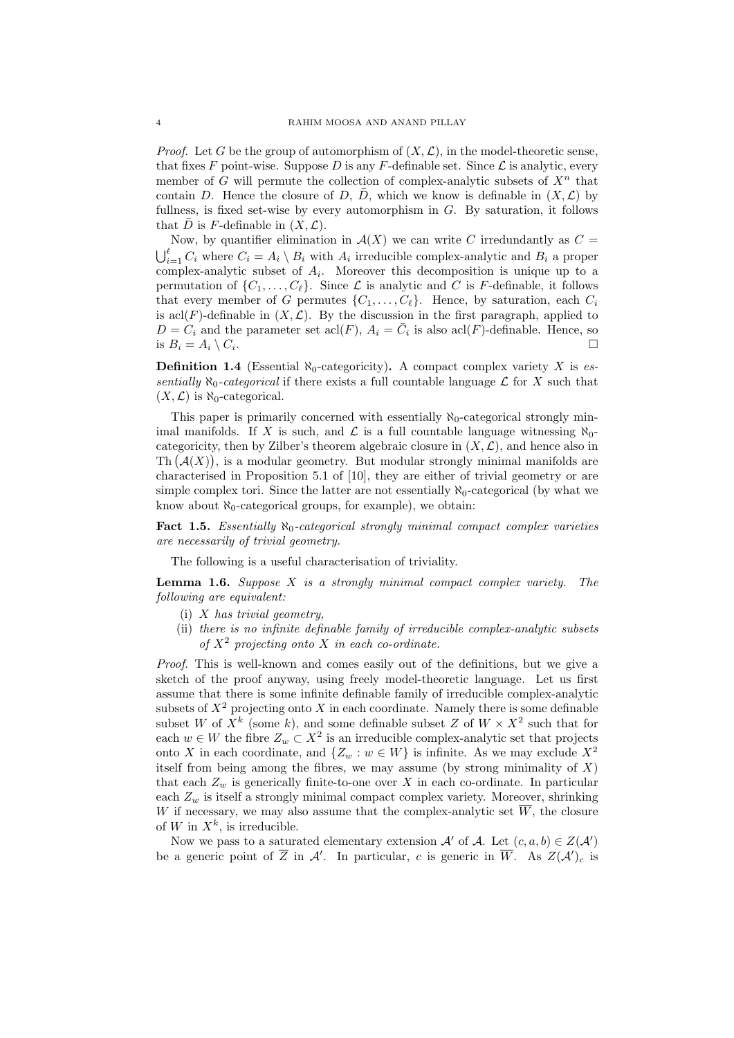*Proof.* Let $G$ be the group of automorphism of $(X, \mathcal{L})$, in the model-theoretic sense, that fixes $F$ point-wise. Suppose $D$ is any $F$-definable set. Since $\mathcal{L}$ is analytic, every member of $G$ will permute the collection of complex-analytic subsets of $X^n$ that contain $D$. Hence the closure of $D$, $\bar{D}$, which we know is definable in $(X, \mathcal{L})$ by fullness, is fixed set-wise by every automorphism in $G$. By saturation, it follows that $\bar{D}$ is $F$-definable in $(X, \mathcal{L})$.

Now, by quantifier elimination in $\mathcal{A}(X)$ we can write $C$ irredundantly as $C = \bigcup_{i=1}^{\ell} C_i$ where $C_i = A_i \setminus B_i$ with $A_i$ irreducible complex-analytic and $B_i$ a proper complex-analytic subset of $A_i$. Moreover this decomposition is unique up to a permutation of $\{C_1, \ldots, C_\ell\}$. Since $\mathcal{L}$ is analytic and $C$ is $F$-definable, it follows that every member of $G$ permutes $\{C_1, \ldots, C_\ell\}$. Hence, by saturation, each $C_i$ is $\operatorname{acl}(F)$-definable in $(X, \mathcal{L})$. By the discussion in the first paragraph, applied to $D = C_i$ and the parameter set $\operatorname{acl}(F)$, $A_i = \bar{C}_i$ is also $\operatorname{acl}(F)$-definable. Hence, so is $B_i = A_i \setminus C_i$. □

**Definition 1.4** (Essential $\aleph_0$-categoricity)**.** A compact complex variety $X$ is *essentially $\aleph_0$-categorical* if there exists a full countable language $\mathcal{L}$ for $X$ such that $(X, \mathcal{L})$ is $\aleph_0$-categorical.

This paper is primarily concerned with essentially $\aleph_0$-categorical strongly minimal manifolds. If $X$ is such, and $\mathcal{L}$ is a full countable language witnessing $\aleph_0$-categoricity, then by Zilber's theorem algebraic closure in $(X, \mathcal{L})$, and hence also in $\operatorname{Th}(\mathcal{A}(X))$, is a modular geometry. But modular strongly minimal manifolds are characterised in Proposition 5.1 of [10], they are either of trivial geometry or are simple complex tori. Since the latter are not essentially $\aleph_0$-categorical (by what we know about $\aleph_0$-categorical groups, for example), we obtain:

**Fact 1.5.** *Essentially $\aleph_0$-categorical strongly minimal compact complex varieties are necessarily of trivial geometry.*

The following is a useful characterisation of triviality.

**Lemma 1.6.** *Suppose $X$ is a strongly minimal compact complex variety. The following are equivalent:*

- (i) *$X$ has trivial geometry,*
- (ii) *there is no infinite definable family of irreducible complex-analytic subsets of $X^2$ projecting onto $X$ in each co-ordinate.*

*Proof.* This is well-known and comes easily out of the definitions, but we give a sketch of the proof anyway, using freely model-theoretic language. Let us first assume that there is some infinite definable family of irreducible complex-analytic subsets of $X^2$ projecting onto $X$ in each coordinate. Namely there is some definable subset $W$ of $X^k$ (some $k$), and some definable subset $Z$ of $W \times X^2$ such that for each $w \in W$ the fibre $Z_w \subset X^2$ is an irreducible complex-analytic set that projects onto $X$ in each coordinate, and $\{Z_w : w \in W\}$ is infinite. As we may exclude $X^2$ itself from being among the fibres, we may assume (by strong minimality of $X$) that each $Z_w$ is generically finite-to-one over $X$ in each co-ordinate. In particular each $Z_w$ is itself a strongly minimal compact complex variety. Moreover, shrinking $W$ if necessary, we may also assume that the complex-analytic set $\overline{W}$, the closure of $W$ in $X^k$, is irreducible.

Now we pass to a saturated elementary extension $\mathcal{A}'$ of $\mathcal{A}$. Let $(c, a, b) \in Z(\mathcal{A}')$ be a generic point of $\overline{Z}$ in $\mathcal{A}'$. In particular, $c$ is generic in $\overline{W}$. As $Z(\mathcal{A}')_c$ is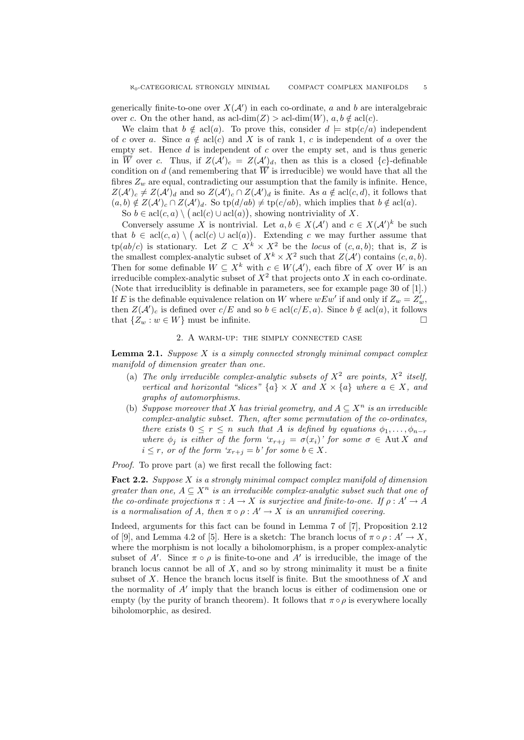generically finite-to-one over $X(\mathcal{A}')$ in each co-ordinate, $a$ and $b$ are interalgebraic over $c$. On the other hand, as $\text{acl-dim}(Z) > \text{acl-dim}(W)$, $a, b \notin \text{acl}(c)$.

We claim that $b \notin \text{acl}(a)$. To prove this, consider $d \models \text{stp}(c/a)$ independent of $c$ over $a$. Since $a \notin \text{acl}(c)$ and $X$ is of rank 1, $c$ is independent of $a$ over the empty set. Hence $d$ is independent of $c$ over the empty set, and is thus generic in $\overline{W}$ over $c$. Thus, if $Z(\mathcal{A}')_c = Z(\mathcal{A}')_d$, then as this is a closed $\{c\}$-definable condition on $d$ (and remembering that $\overline{W}$ is irreducible) we would have that all the fibres $Z_w$ are equal, contradicting our assumption that the family is infinite. Hence, $Z(\mathcal{A}')_c \neq Z(\mathcal{A}')_d$ and so $Z(\mathcal{A}')_c \cap Z(\mathcal{A}')_d$ is finite. As $a \notin \text{acl}(c, d)$, it follows that $(a, b) \notin Z(\mathcal{A}')_c \cap Z(\mathcal{A}')_d$. So $\text{tp}(d/ab) \neq \text{tp}(c/ab)$, which implies that $b \notin \text{acl}(a)$.

So $b \in \text{acl}(c, a) \setminus \big(\text{acl}(c) \cup \text{acl}(a)\big)$, showing nontriviality of $X$.

Conversely assume $X$ is nontrivial. Let $a, b \in X(\mathcal{A}')$ and $c \in X(\mathcal{A}')^k$ be such that $b \in \text{acl}(c, a) \setminus \big(\text{acl}(c) \cup \text{acl}(a)\big)$. Extending $c$ we may further assume that $\text{tp}(ab/c)$ is stationary. Let $Z \subset X^k \times X^2$ be the *locus* of $(c, a, b)$; that is, $Z$ is the smallest complex-analytic subset of $X^k \times X^2$ such that $Z(\mathcal{A}')$ contains $(c, a, b)$. Then for some definable $W \subseteq X^k$ with $c \in W(\mathcal{A}')$, each fibre of $X$ over $W$ is an irreducible complex-analytic subset of $X^2$ that projects onto $X$ in each co-ordinate. (Note that irreduciblity is definable in parameters, see for example page 30 of [1].) If $E$ is the definable equivalence relation on $W$ where $wEw'$ if and only if $Z_w = Z'_w$, then $Z(\mathcal{A}')_c$ is defined over $c/E$ and so $b \in \text{acl}(c/E, a)$. Since $b \notin \text{acl}(a)$, it follows that $\{Z_w : w \in W\}$ must be infinite. □

## 2. A warm-up: the simply connected case

**Lemma 2.1.** *Suppose $X$ is a simply connected strongly minimal compact complex manifold of dimension greater than one.*

- (a) *The only irreducible complex-analytic subsets of $X^2$ are points, $X^2$ itself, vertical and horizontal "slices" $\{a\} \times X$ and $X \times \{a\}$ where $a \in X$, and graphs of automorphisms.*
- (b) *Suppose moreover that $X$ has trivial geometry, and $A \subseteq X^n$ is an irreducible complex-analytic subset. Then, after some permutation of the co-ordinates, there exists $0 \leq r \leq n$ such that $A$ is defined by equations $\phi_1, \ldots, \phi_{n-r}$ where $\phi_j$ is either of the form '$x_{r+j} = \sigma(x_i)$' for some $\sigma \in \text{Aut}\, X$ and $i \leq r$, or of the form '$x_{r+j} = b$' for some $b \in X$.*

*Proof.* To prove part (a) we first recall the following fact:

**Fact 2.2.** *Suppose $X$ is a strongly minimal compact complex manifold of dimension greater than one, $A \subseteq X^n$ is an irreducible complex-analytic subset such that one of the co-ordinate projections $\pi : A \to X$ is surjective and finite-to-one. If $\rho : A' \to A$ is a normalisation of $A$, then $\pi \circ \rho : A' \to X$ is an unramified covering.*

Indeed, arguments for this fact can be found in Lemma 7 of [7], Proposition 2.12 of [9], and Lemma 4.2 of [5]. Here is a sketch: The branch locus of $\pi \circ \rho : A' \to X$, where the morphism is not locally a biholomorphism, is a proper complex-analytic subset of $A'$. Since $\pi \circ \rho$ is finite-to-one and $A'$ is irreducible, the image of the branch locus cannot be all of $X$, and so by strong minimality it must be a finite subset of $X$. Hence the branch locus itself is finite. But the smoothness of $X$ and the normality of $A'$ imply that the branch locus is either of codimension one or empty (by the purity of branch theorem). It follows that $\pi \circ \rho$ is everywhere locally biholomorphic, as desired.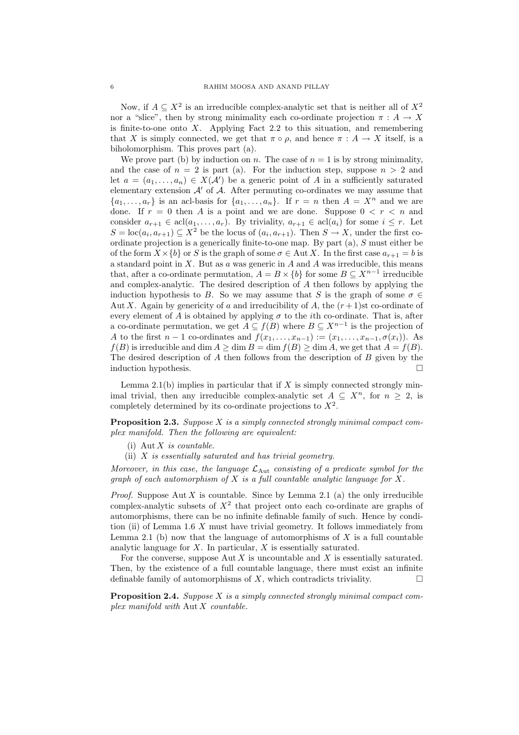Now, if $A \subseteq X^2$ is an irreducible complex-analytic set that is neither all of $X^2$ nor a "slice", then by strong minimality each co-ordinate projection $\pi : A \to X$ is finite-to-one onto $X$. Applying Fact 2.2 to this situation, and remembering that $X$ is simply connected, we get that $\pi \circ \rho$, and hence $\pi : A \to X$ itself, is a biholomorphism. This proves part (a).

We prove part (b) by induction on $n$. The case of $n = 1$ is by strong minimality, and the case of $n = 2$ is part (a). For the induction step, suppose $n > 2$ and let $a = (a_1, \ldots, a_n) \in X(\mathcal{A}')$ be a generic point of $A$ in a sufficiently saturated elementary extension $\mathcal{A}'$ of $\mathcal{A}$. After permuting co-ordinates we may assume that $\{a_1, \ldots, a_r\}$ is an acl-basis for $\{a_1, \ldots, a_n\}$. If $r = n$ then $A = X^n$ and we are done. If $r = 0$ then $A$ is a point and we are done. Suppose $0 < r < n$ and consider $a_{r+1} \in \operatorname{acl}(a_1, \ldots, a_r)$. By triviality, $a_{r+1} \in \operatorname{acl}(a_i)$ for some $i \leq r$. Let $S = \operatorname{loc}(a_i, a_{r+1}) \subseteq X^2$ be the locus of $(a_i, a_{r+1})$. Then $S \to X$, under the first co-ordinate projection is a generically finite-to-one map. By part (a), $S$ must either be of the form $X \times \{b\}$ or $S$ is the graph of some $\sigma \in \operatorname{Aut} X$. In the first case $a_{r+1} = b$ is a standard point in $X$. But as $a$ was generic in $A$ and $A$ was irreducible, this means that, after a co-ordinate permutation, $A = B \times \{b\}$ for some $B \subseteq X^{n-1}$ irreducible and complex-analytic. The desired description of $A$ then follows by applying the induction hypothesis to $B$. So we may assume that $S$ is the graph of some $\sigma \in \operatorname{Aut} X$. Again by genericity of $a$ and irreducibility of $A$, the $(r+1)$st co-ordinate of every element of $A$ is obtained by applying $\sigma$ to the $i$th co-ordinate. That is, after a co-ordinate permutation, we get $A \subseteq f(B)$ where $B \subseteq X^{n-1}$ is the projection of $A$ to the first $n-1$ co-ordinates and $f(x_1, \ldots, x_{n-1}) := (x_1, \ldots, x_{n-1}, \sigma(x_i))$. As $f(B)$ is irreducible and $\dim A \geq \dim B = \dim f(B) \geq \dim A$, we get that $A = f(B)$. The desired description of $A$ then follows from the description of $B$ given by the induction hypothesis. $\square$

Lemma 2.1(b) implies in particular that if $X$ is simply connected strongly minimal trivial, then any irreducible complex-analytic set $A \subseteq X^n$, for $n \geq 2$, is completely determined by its co-ordinate projections to $X^2$.

**Proposition 2.3.** *Suppose $X$ is a simply connected strongly minimal compact complex manifold. Then the following are equivalent:*

(i) $\operatorname{Aut} X$ *is countable.*
(ii) *$X$ is essentially saturated and has trivial geometry.*

*Moreover, in this case, the language $\mathcal{L}_{\mathrm{Aut}}$ consisting of a predicate symbol for the graph of each automorphism of $X$ is a full countable analytic language for $X$.*

*Proof.* Suppose $\operatorname{Aut} X$ is countable. Since by Lemma 2.1 (a) the only irreducible complex-analytic subsets of $X^2$ that project onto each co-ordinate are graphs of automorphisms, there can be no infinite definable family of such. Hence by condition (ii) of Lemma 1.6 $X$ must have trivial geometry. It follows immediately from Lemma 2.1 (b) now that the language of automorphisms of $X$ is a full countable analytic language for $X$. In particular, $X$ is essentially saturated.

For the converse, suppose $\operatorname{Aut} X$ is uncountable and $X$ is essentially saturated. Then, by the existence of a full countable language, there must exist an infinite definable family of automorphisms of $X$, which contradicts triviality. $\square$

**Proposition 2.4.** *Suppose $X$ is a simply connected strongly minimal compact complex manifold with* $\operatorname{Aut} X$ *countable.*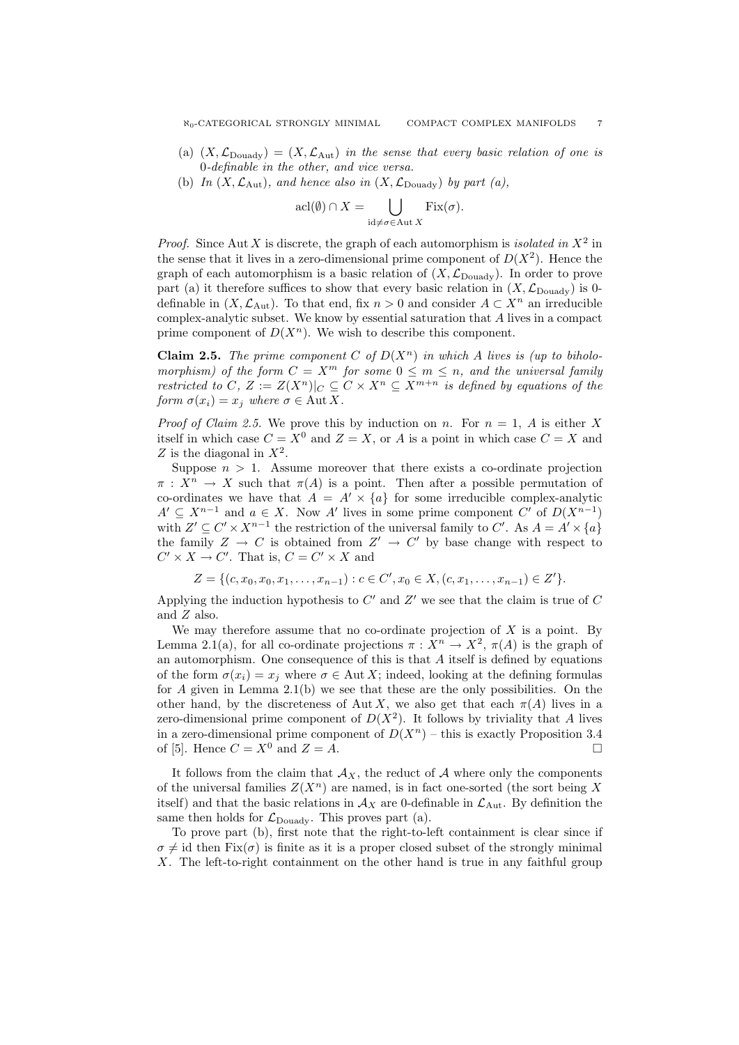(a) $(X, \mathcal{L}_{\text{Douady}}) = (X, \mathcal{L}_{\text{Aut}})$ *in the sense that every basic relation of one is* 0*-definable in the other, and vice versa.*

(b) *In* $(X, \mathcal{L}_{\text{Aut}})$*, and hence also in* $(X, \mathcal{L}_{\text{Douady}})$ *by part (a),*

$$\operatorname{acl}(\emptyset) \cap X = \bigcup_{\mathrm{id} \neq \sigma \in \operatorname{Aut} X} \operatorname{Fix}(\sigma).$$

*Proof.* Since $\operatorname{Aut} X$ is discrete, the graph of each automorphism is *isolated in* $X^2$ in the sense that it lives in a zero-dimensional prime component of $D(X^2)$. Hence the graph of each automorphism is a basic relation of $(X, \mathcal{L}_{\text{Douady}})$. In order to prove part (a) it therefore suffices to show that every basic relation in $(X, \mathcal{L}_{\text{Douady}})$ is 0-definable in $(X, \mathcal{L}_{\text{Aut}})$. To that end, fix $n > 0$ and consider $A \subset X^n$ an irreducible complex-analytic subset. We know by essential saturation that $A$ lives in a compact prime component of $D(X^n)$. We wish to describe this component.

**Claim 2.5.** *The prime component $C$ of $D(X^n)$ in which $A$ lives is (up to biholomorphism) of the form $C = X^m$ for some $0 \leq m \leq n$, and the universal family restricted to $C$, $Z := Z(X^n)|_C \subseteq C \times X^n \subseteq X^{m+n}$ is defined by equations of the form $\sigma(x_i) = x_j$ where $\sigma \in \operatorname{Aut} X$.*

*Proof of Claim 2.5.* We prove this by induction on $n$. For $n = 1$, $A$ is either $X$ itself in which case $C = X^0$ and $Z = X$, or $A$ is a point in which case $C = X$ and $Z$ is the diagonal in $X^2$.

Suppose $n > 1$. Assume moreover that there exists a co-ordinate projection $\pi : X^n \to X$ such that $\pi(A)$ is a point. Then after a possible permutation of co-ordinates we have that $A = A' \times \{a\}$ for some irreducible complex-analytic $A' \subseteq X^{n-1}$ and $a \in X$. Now $A'$ lives in some prime component $C'$ of $D(X^{n-1})$ with $Z' \subseteq C' \times X^{n-1}$ the restriction of the universal family to $C'$. As $A = A' \times \{a\}$ the family $Z \to C$ is obtained from $Z' \to C'$ by base change with respect to $C' \times X \to C'$. That is, $C = C' \times X$ and

$$Z = \{(c, x_0, x_0, x_1, \ldots, x_{n-1}) : c \in C', x_0 \in X, (c, x_1, \ldots, x_{n-1}) \in Z'\}.$$

Applying the induction hypothesis to $C'$ and $Z'$ we see that the claim is true of $C$ and $Z$ also.

We may therefore assume that no co-ordinate projection of $X$ is a point. By Lemma 2.1(a), for all co-ordinate projections $\pi : X^n \to X^2$, $\pi(A)$ is the graph of an automorphism. One consequence of this is that $A$ itself is defined by equations of the form $\sigma(x_i) = x_j$ where $\sigma \in \operatorname{Aut} X$; indeed, looking at the defining formulas for $A$ given in Lemma 2.1(b) we see that these are the only possibilities. On the other hand, by the discreteness of $\operatorname{Aut} X$, we also get that each $\pi(A)$ lives in a zero-dimensional prime component of $D(X^2)$. It follows by triviality that $A$ lives in a zero-dimensional prime component of $D(X^n)$ – this is exactly Proposition 3.4 of [5]. Hence $C = X^0$ and $Z = A$. $\square$

It follows from the claim that $\mathcal{A}_X$, the reduct of $\mathcal{A}$ where only the components of the universal families $Z(X^n)$ are named, is in fact one-sorted (the sort being $X$ itself) and that the basic relations in $\mathcal{A}_X$ are 0-definable in $\mathcal{L}_{\text{Aut}}$. By definition the same then holds for $\mathcal{L}_{\text{Douady}}$. This proves part (a).

To prove part (b), first note that the right-to-left containment is clear since if $\sigma \neq \mathrm{id}$ then $\operatorname{Fix}(\sigma)$ is finite as it is a proper closed subset of the strongly minimal $X$. The left-to-right containment on the other hand is true in any faithful group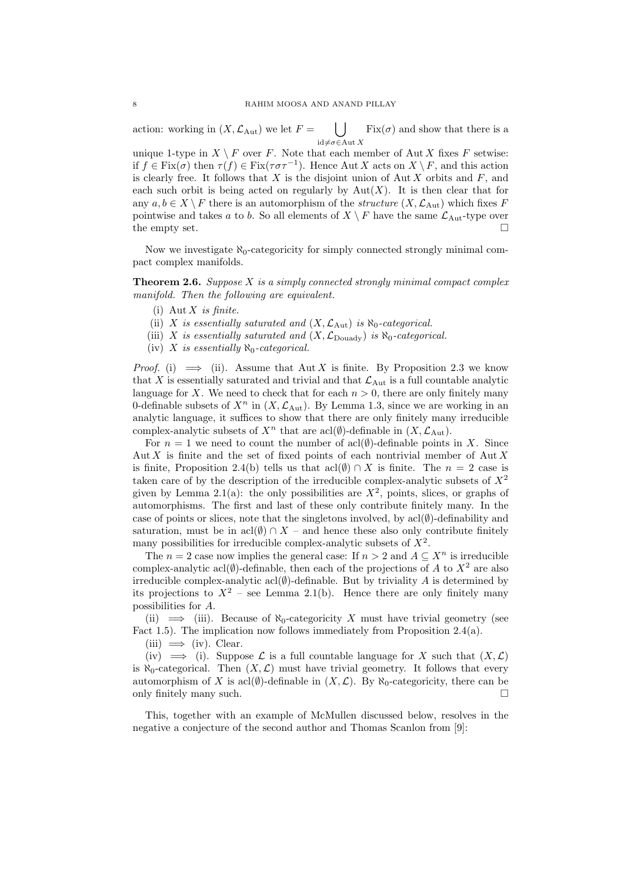action: working in $(X, \mathcal{L}_{\mathrm{Aut}})$ we let $F = \bigcup_{\mathrm{id} \neq \sigma \in \mathrm{Aut}\, X} \mathrm{Fix}(\sigma)$ and show that there is a unique 1-type in $X \setminus F$ over $F$. Note that each member of $\mathrm{Aut}\, X$ fixes $F$ setwise: if $f \in \mathrm{Fix}(\sigma)$ then $\tau(f) \in \mathrm{Fix}(\tau\sigma\tau^{-1})$. Hence $\mathrm{Aut}\, X$ acts on $X \setminus F$, and this action is clearly free. It follows that $X$ is the disjoint union of $\mathrm{Aut}\, X$ orbits and $F$, and each such orbit is being acted on regularly by $\mathrm{Aut}(X)$. It is then clear that for any $a, b \in X \setminus F$ there is an automorphism of the *structure* $(X, \mathcal{L}_{\mathrm{Aut}})$ which fixes $F$ pointwise and takes $a$ to $b$. So all elements of $X \setminus F$ have the same $\mathcal{L}_{\mathrm{Aut}}$-type over the empty set. □

Now we investigate $\aleph_0$-categoricity for simply connected strongly minimal compact complex manifolds.

**Theorem 2.6.** *Suppose $X$ is a simply connected strongly minimal compact complex manifold. Then the following are equivalent.*

(i) $\mathrm{Aut}\, X$ *is finite.*

(ii) $X$ *is essentially saturated and* $(X, \mathcal{L}_{\mathrm{Aut}})$ *is* $\aleph_0$*-categorical.*

(iii) $X$ *is essentially saturated and* $(X, \mathcal{L}_{\mathrm{Douady}})$ *is* $\aleph_0$*-categorical.*

(iv) $X$ *is essentially* $\aleph_0$*-categorical.*

*Proof.* (i) $\implies$ (ii). Assume that $\mathrm{Aut}\, X$ is finite. By Proposition 2.3 we know that $X$ is essentially saturated and trivial and that $\mathcal{L}_{\mathrm{Aut}}$ is a full countable analytic language for $X$. We need to check that for each $n > 0$, there are only finitely many 0-definable subsets of $X^n$ in $(X, \mathcal{L}_{\mathrm{Aut}})$. By Lemma 1.3, since we are working in an analytic language, it suffices to show that there are only finitely many irreducible complex-analytic subsets of $X^n$ that are $\mathrm{acl}(\emptyset)$-definable in $(X, \mathcal{L}_{\mathrm{Aut}})$.

For $n = 1$ we need to count the number of $\mathrm{acl}(\emptyset)$-definable points in $X$. Since $\mathrm{Aut}\, X$ is finite and the set of fixed points of each nontrivial member of $\mathrm{Aut}\, X$ is finite, Proposition 2.4(b) tells us that $\mathrm{acl}(\emptyset) \cap X$ is finite. The $n = 2$ case is taken care of by the description of the irreducible complex-analytic subsets of $X^2$ given by Lemma 2.1(a): the only possibilities are $X^2$, points, slices, or graphs of automorphisms. The first and last of these only contribute finitely many. In the case of points or slices, note that the singletons involved, by $\mathrm{acl}(\emptyset)$-definability and saturation, must be in $\mathrm{acl}(\emptyset) \cap X$ – and hence these also only contribute finitely many possibilities for irreducible complex-analytic subsets of $X^2$.

The $n = 2$ case now implies the general case: If $n > 2$ and $A \subseteq X^n$ is irreducible complex-analytic $\mathrm{acl}(\emptyset)$-definable, then each of the projections of $A$ to $X^2$ are also irreducible complex-analytic $\mathrm{acl}(\emptyset)$-definable. But by triviality $A$ is determined by its projections to $X^2$ – see Lemma 2.1(b). Hence there are only finitely many possibilities for $A$.

(ii) $\implies$ (iii). Because of $\aleph_0$-categoricity $X$ must have trivial geometry (see Fact 1.5). The implication now follows immediately from Proposition 2.4(a).

(iii) $\implies$ (iv). Clear.

(iv) $\implies$ (i). Suppose $\mathcal{L}$ is a full countable language for $X$ such that $(X, \mathcal{L})$ is $\aleph_0$-categorical. Then $(X, \mathcal{L})$ must have trivial geometry. It follows that every automorphism of $X$ is $\mathrm{acl}(\emptyset)$-definable in $(X, \mathcal{L})$. By $\aleph_0$-categoricity, there can be only finitely many such. □

This, together with an example of McMullen discussed below, resolves in the negative a conjecture of the second author and Thomas Scanlon from [9]: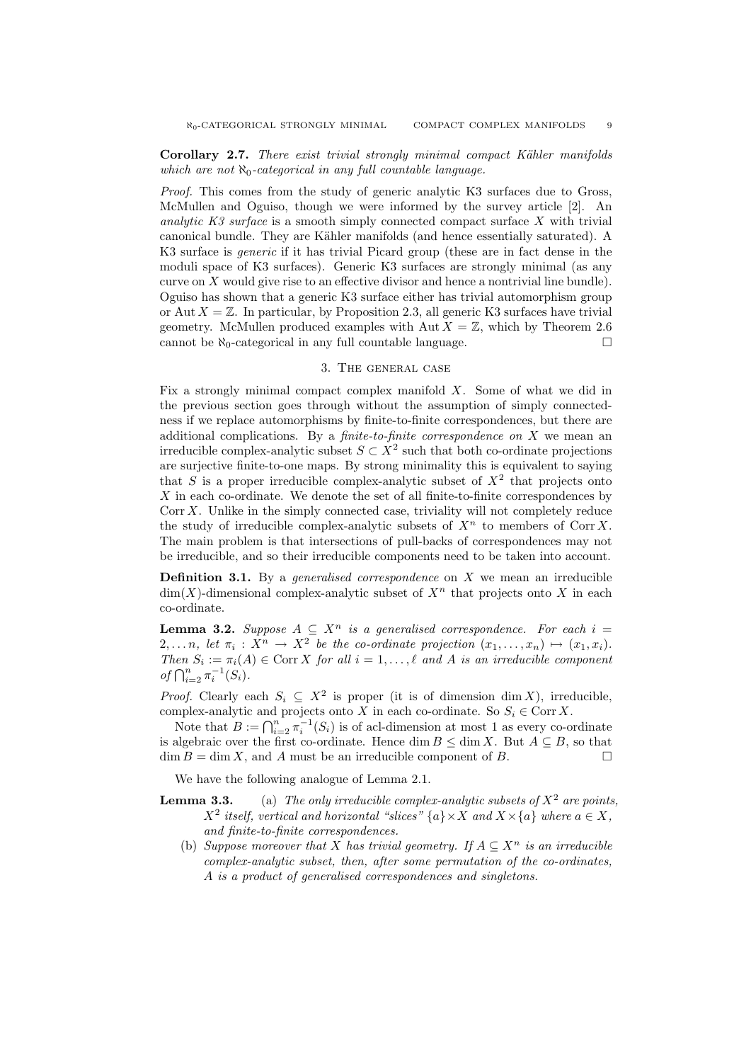**Corollary 2.7.** *There exist trivial strongly minimal compact Kähler manifolds which are not $\aleph_0$-categorical in any full countable language.*

*Proof.* This comes from the study of generic analytic K3 surfaces due to Gross, McMullen and Oguiso, though we were informed by the survey article [2]. An *analytic K3 surface* is a smooth simply connected compact surface $X$ with trivial canonical bundle. They are Kähler manifolds (and hence essentially saturated). A K3 surface is *generic* if it has trivial Picard group (these are in fact dense in the moduli space of K3 surfaces). Generic K3 surfaces are strongly minimal (as any curve on $X$ would give rise to an effective divisor and hence a nontrivial line bundle). Oguiso has shown that a generic K3 surface either has trivial automorphism group or $\operatorname{Aut} X = \mathbb{Z}$. In particular, by Proposition 2.3, all generic K3 surfaces have trivial geometry. McMullen produced examples with $\operatorname{Aut} X = \mathbb{Z}$, which by Theorem 2.6 cannot be $\aleph_0$-categorical in any full countable language. □

## 3. The general case

Fix a strongly minimal compact complex manifold $X$. Some of what we did in the previous section goes through without the assumption of simply connectedness if we replace automorphisms by finite-to-finite correspondences, but there are additional complications. By a *finite-to-finite correspondence on* $X$ we mean an irreducible complex-analytic subset $S \subset X^2$ such that both co-ordinate projections are surjective finite-to-one maps. By strong minimality this is equivalent to saying that $S$ is a proper irreducible complex-analytic subset of $X^2$ that projects onto $X$ in each co-ordinate. We denote the set of all finite-to-finite correspondences by $\operatorname{Corr} X$. Unlike in the simply connected case, triviality will not completely reduce the study of irreducible complex-analytic subsets of $X^n$ to members of $\operatorname{Corr} X$. The main problem is that intersections of pull-backs of correspondences may not be irreducible, and so their irreducible components need to be taken into account.

**Definition 3.1.** By a *generalised correspondence* on $X$ we mean an irreducible $\dim(X)$-dimensional complex-analytic subset of $X^n$ that projects onto $X$ in each co-ordinate.

**Lemma 3.2.** *Suppose $A \subseteq X^n$ is a generalised correspondence. For each $i = 2, \dots n$, let $\pi_i : X^n \to X^2$ be the co-ordinate projection $(x_1, \dots, x_n) \mapsto (x_1, x_i)$. Then $S_i := \pi_i(A) \in \operatorname{Corr} X$ for all $i = 1, \dots, \ell$ and $A$ is an irreducible component of $\bigcap_{i=2}^n \pi_i^{-1}(S_i)$.*

*Proof.* Clearly each $S_i \subseteq X^2$ is proper (it is of dimension $\dim X$), irreducible, complex-analytic and projects onto $X$ in each co-ordinate. So $S_i \in \operatorname{Corr} X$.

Note that $B := \bigcap_{i=2}^n \pi_i^{-1}(S_i)$ is of acl-dimension at most 1 as every co-ordinate is algebraic over the first co-ordinate. Hence $\dim B \leq \dim X$. But $A \subseteq B$, so that $\dim B = \dim X$, and $A$ must be an irreducible component of $B$. □

We have the following analogue of Lemma 2.1.

**Lemma 3.3.**
(a) *The only irreducible complex-analytic subsets of $X^2$ are points, $X^2$ itself, vertical and horizontal "slices" $\{a\} \times X$ and $X \times \{a\}$ where $a \in X$, and finite-to-finite correspondences.*
(b) *Suppose moreover that $X$ has trivial geometry. If $A \subseteq X^n$ is an irreducible complex-analytic subset, then, after some permutation of the co-ordinates, $A$ is a product of generalised correspondences and singletons.*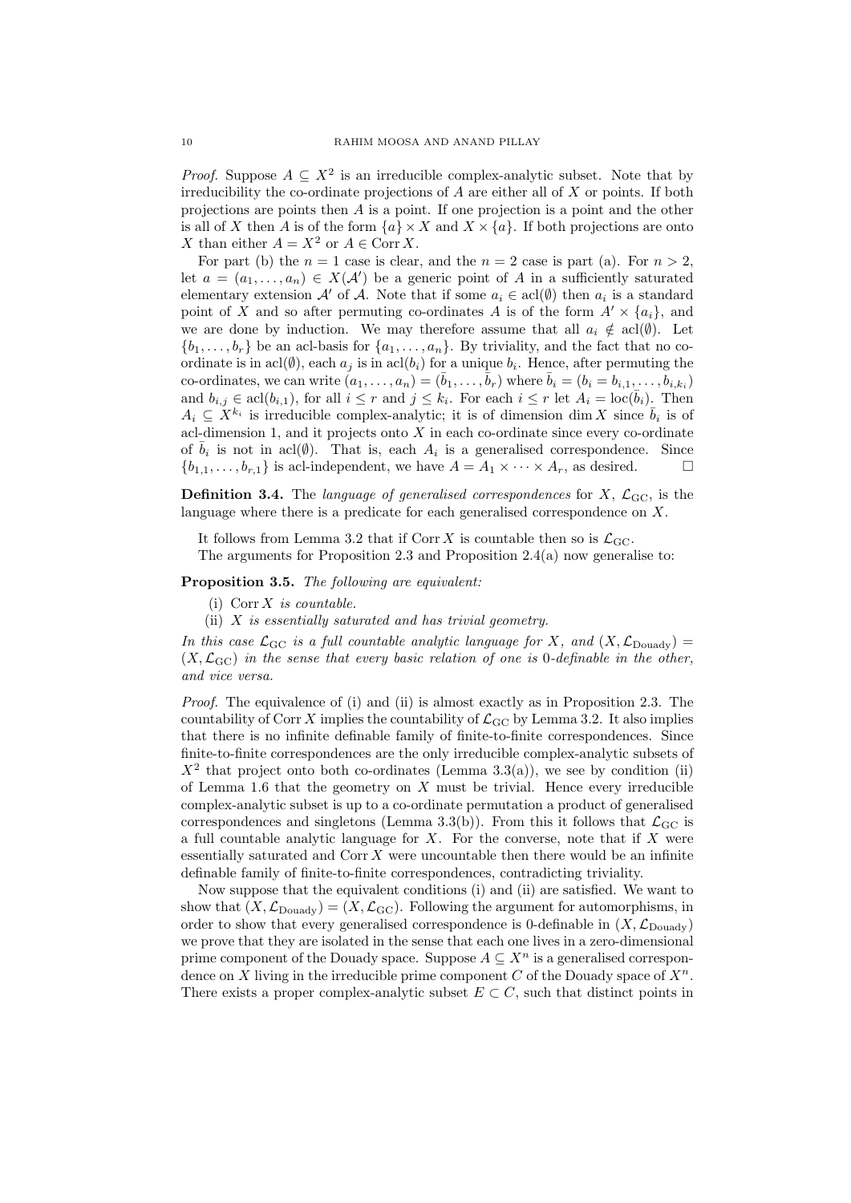*Proof.* Suppose $A \subseteq X^2$ is an irreducible complex-analytic subset. Note that by irreducibility the co-ordinate projections of $A$ are either all of $X$ or points. If both projections are points then $A$ is a point. If one projection is a point and the other is all of $X$ then $A$ is of the form $\{a\} \times X$ and $X \times \{a\}$. If both projections are onto $X$ than either $A = X^2$ or $A \in \operatorname{Corr} X$.

For part (b) the $n = 1$ case is clear, and the $n = 2$ case is part (a). For $n > 2$, let $a = (a_1, \dots, a_n) \in X(\mathcal{A}')$ be a generic point of $A$ in a sufficiently saturated elementary extension $\mathcal{A}'$ of $\mathcal{A}$. Note that if some $a_i \in \operatorname{acl}(\emptyset)$ then $a_i$ is a standard point of $X$ and so after permuting co-ordinates $A$ is of the form $A' \times \{a_i\}$, and we are done by induction. We may therefore assume that all $a_i \notin \operatorname{acl}(\emptyset)$. Let $\{b_1, \dots, b_r\}$ be an acl-basis for $\{a_1, \dots, a_n\}$. By triviality, and the fact that no co-ordinate is in $\operatorname{acl}(\emptyset)$, each $a_j$ is in $\operatorname{acl}(b_i)$ for a unique $b_i$. Hence, after permuting the co-ordinates, we can write $(a_1, \dots, a_n) = (\bar{b}_1, \dots, \bar{b}_r)$ where $\bar{b}_i = (b_i = b_{i,1}, \dots, b_{i,k_i})$ and $b_{i,j} \in \operatorname{acl}(b_{i,1})$, for all $i \leq r$ and $j \leq k_i$. For each $i \leq r$ let $A_i = \operatorname{loc}(\bar{b}_i)$. Then $A_i \subseteq X^{k_i}$ is irreducible complex-analytic; it is of dimension $\dim X$ since $\bar{b}_i$ is of acl-dimension 1, and it projects onto $X$ in each co-ordinate since every co-ordinate of $\bar{b}_i$ is not in $\operatorname{acl}(\emptyset)$. That is, each $A_i$ is a generalised correspondence. Since $\{b_{1,1}, \dots, b_{r,1}\}$ is acl-independent, we have $A = A_1 \times \cdots \times A_r$, as desired. $\square$

**Definition 3.4.** The *language of generalised correspondences* for $X$, $\mathcal{L}_{\mathrm{GC}}$, is the language where there is a predicate for each generalised correspondence on $X$.

It follows from Lemma 3.2 that if $\operatorname{Corr} X$ is countable then so is $\mathcal{L}_{\mathrm{GC}}$.

The arguments for Proposition 2.3 and Proposition 2.4(a) now generalise to:

**Proposition 3.5.** *The following are equivalent:*

(i) $\operatorname{Corr} X$ *is countable.*

(ii) $X$ *is essentially saturated and has trivial geometry.*

*In this case* $\mathcal{L}_{\mathrm{GC}}$ *is a full countable analytic language for* $X$*, and* $(X, \mathcal{L}_{\mathrm{Douady}}) = (X, \mathcal{L}_{\mathrm{GC}})$ *in the sense that every basic relation of one is* 0*-definable in the other, and vice versa.*

*Proof.* The equivalence of (i) and (ii) is almost exactly as in Proposition 2.3. The countability of $\operatorname{Corr} X$ implies the countability of $\mathcal{L}_{\mathrm{GC}}$ by Lemma 3.2. It also implies that there is no infinite definable family of finite-to-finite correspondences. Since finite-to-finite correspondences are the only irreducible complex-analytic subsets of $X^2$ that project onto both co-ordinates (Lemma 3.3(a)), we see by condition (ii) of Lemma 1.6 that the geometry on $X$ must be trivial. Hence every irreducible complex-analytic subset is up to a co-ordinate permutation a product of generalised correspondences and singletons (Lemma 3.3(b)). From this it follows that $\mathcal{L}_{\mathrm{GC}}$ is a full countable analytic language for $X$. For the converse, note that if $X$ were essentially saturated and $\operatorname{Corr} X$ were uncountable then there would be an infinite definable family of finite-to-finite correspondences, contradicting triviality.

Now suppose that the equivalent conditions (i) and (ii) are satisfied. We want to show that $(X, \mathcal{L}_{\mathrm{Douady}}) = (X, \mathcal{L}_{\mathrm{GC}})$. Following the argument for automorphisms, in order to show that every generalised correspondence is 0-definable in $(X, \mathcal{L}_{\mathrm{Douady}})$ we prove that they are isolated in the sense that each one lives in a zero-dimensional prime component of the Douady space. Suppose $A \subseteq X^n$ is a generalised correspondence on $X$ living in the irreducible prime component $C$ of the Douady space of $X^n$. There exists a proper complex-analytic subset $E \subset C$, such that distinct points in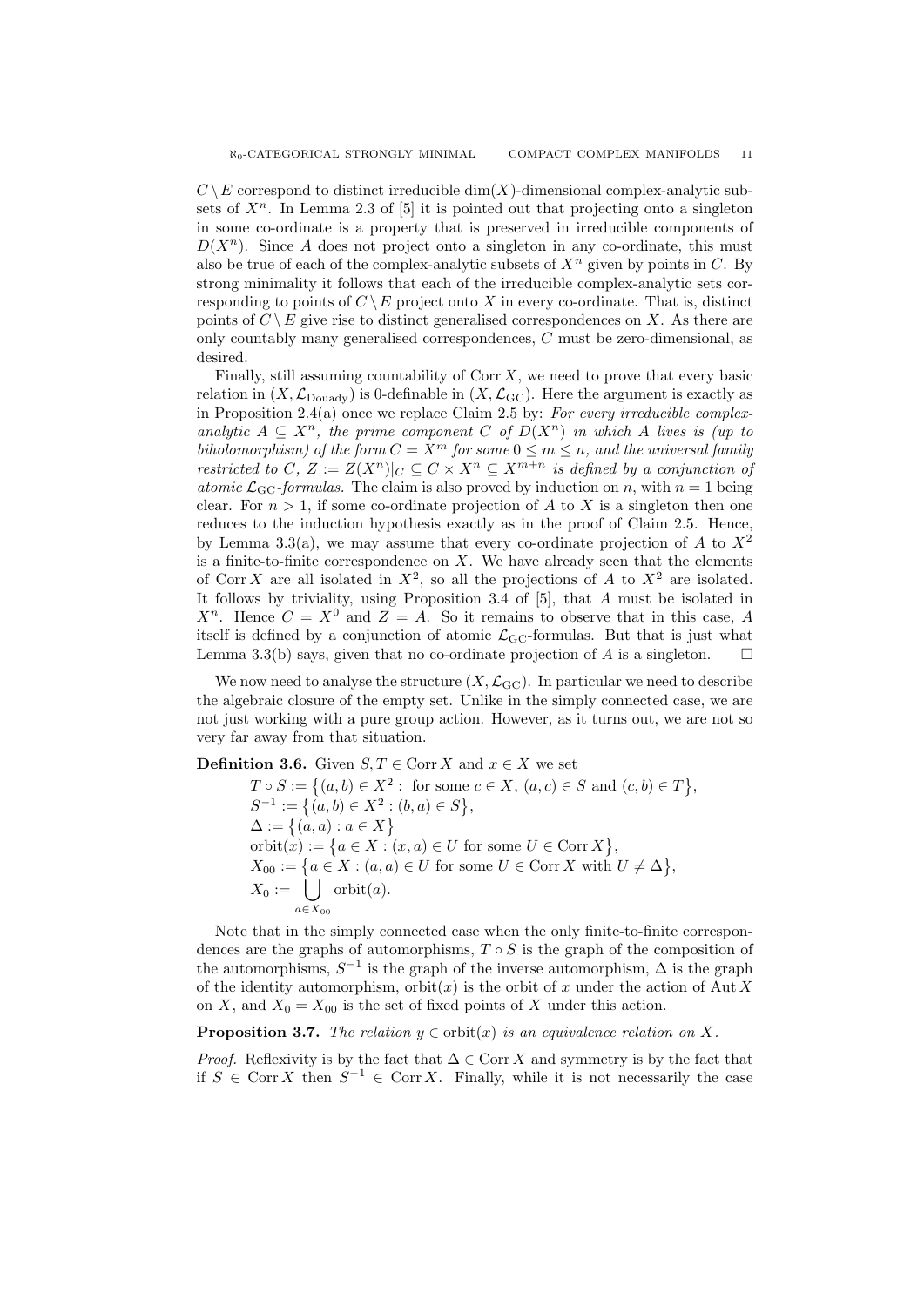$C \setminus E$ correspond to distinct irreducible $\dim(X)$-dimensional complex-analytic subsets of $X^n$. In Lemma 2.3 of [5] it is pointed out that projecting onto a singleton in some co-ordinate is a property that is preserved in irreducible components of $D(X^n)$. Since $A$ does not project onto a singleton in any co-ordinate, this must also be true of each of the complex-analytic subsets of $X^n$ given by points in $C$. By strong minimality it follows that each of the irreducible complex-analytic sets corresponding to points of $C \setminus E$ project onto $X$ in every co-ordinate. That is, distinct points of $C \setminus E$ give rise to distinct generalised correspondences on $X$. As there are only countably many generalised correspondences, $C$ must be zero-dimensional, as desired.

Finally, still assuming countability of $\operatorname{Corr} X$, we need to prove that every basic relation in $(X, \mathcal{L}_{\text{Douady}})$ is 0-definable in $(X, \mathcal{L}_{\text{GC}})$. Here the argument is exactly as in Proposition 2.4(a) once we replace Claim 2.5 by: *For every irreducible complex-analytic $A \subseteq X^n$, the prime component $C$ of $D(X^n)$ in which $A$ lives is (up to biholomorphism) of the form $C = X^m$ for some $0 \leq m \leq n$, and the universal family restricted to $C$, $Z := Z(X^n)|_C \subseteq C \times X^n \subseteq X^{m+n}$ is defined by a conjunction of atomic $\mathcal{L}_{\text{GC}}$-formulas.* The claim is also proved by induction on $n$, with $n = 1$ being clear. For $n > 1$, if some co-ordinate projection of $A$ to $X$ is a singleton then one reduces to the induction hypothesis exactly as in the proof of Claim 2.5. Hence, by Lemma 3.3(a), we may assume that every co-ordinate projection of $A$ to $X^2$ is a finite-to-finite correspondence on $X$. We have already seen that the elements of $\operatorname{Corr} X$ are all isolated in $X^2$, so all the projections of $A$ to $X^2$ are isolated. It follows by triviality, using Proposition 3.4 of [5], that $A$ must be isolated in $X^n$. Hence $C = X^0$ and $Z = A$. So it remains to observe that in this case, $A$ itself is defined by a conjunction of atomic $\mathcal{L}_{\text{GC}}$-formulas. But that is just what Lemma 3.3(b) says, given that no co-ordinate projection of $A$ is a singleton. $\square$

We now need to analyse the structure $(X, \mathcal{L}_{\text{GC}})$. In particular we need to describe the algebraic closure of the empty set. Unlike in the simply connected case, we are not just working with a pure group action. However, as it turns out, we are not so very far away from that situation.

**Definition 3.6.** Given $S, T \in \operatorname{Corr} X$ and $x \in X$ we set

$$T \circ S := \{(a,b) \in X^2 : \text{ for some } c \in X,\ (a,c) \in S \text{ and } (c,b) \in T\},$$
$$S^{-1} := \{(a,b) \in X^2 : (b,a) \in S\},$$
$$\Delta := \{(a,a) : a \in X\}$$
$$\operatorname{orbit}(x) := \{a \in X : (x,a) \in U \text{ for some } U \in \operatorname{Corr} X\},$$
$$X_{00} := \{a \in X : (a,a) \in U \text{ for some } U \in \operatorname{Corr} X \text{ with } U \neq \Delta\},$$
$$X_0 := \bigcup_{a \in X_{00}} \operatorname{orbit}(a).$$

Note that in the simply connected case when the only finite-to-finite correspondences are the graphs of automorphisms, $T \circ S$ is the graph of the composition of the automorphisms, $S^{-1}$ is the graph of the inverse automorphism, $\Delta$ is the graph of the identity automorphism, $\operatorname{orbit}(x)$ is the orbit of $x$ under the action of $\operatorname{Aut} X$ on $X$, and $X_0 = X_{00}$ is the set of fixed points of $X$ under this action.

**Proposition 3.7.** *The relation $y \in \operatorname{orbit}(x)$ is an equivalence relation on $X$.*

*Proof.* Reflexivity is by the fact that $\Delta \in \operatorname{Corr} X$ and symmetry is by the fact that if $S \in \operatorname{Corr} X$ then $S^{-1} \in \operatorname{Corr} X$. Finally, while it is not necessarily the case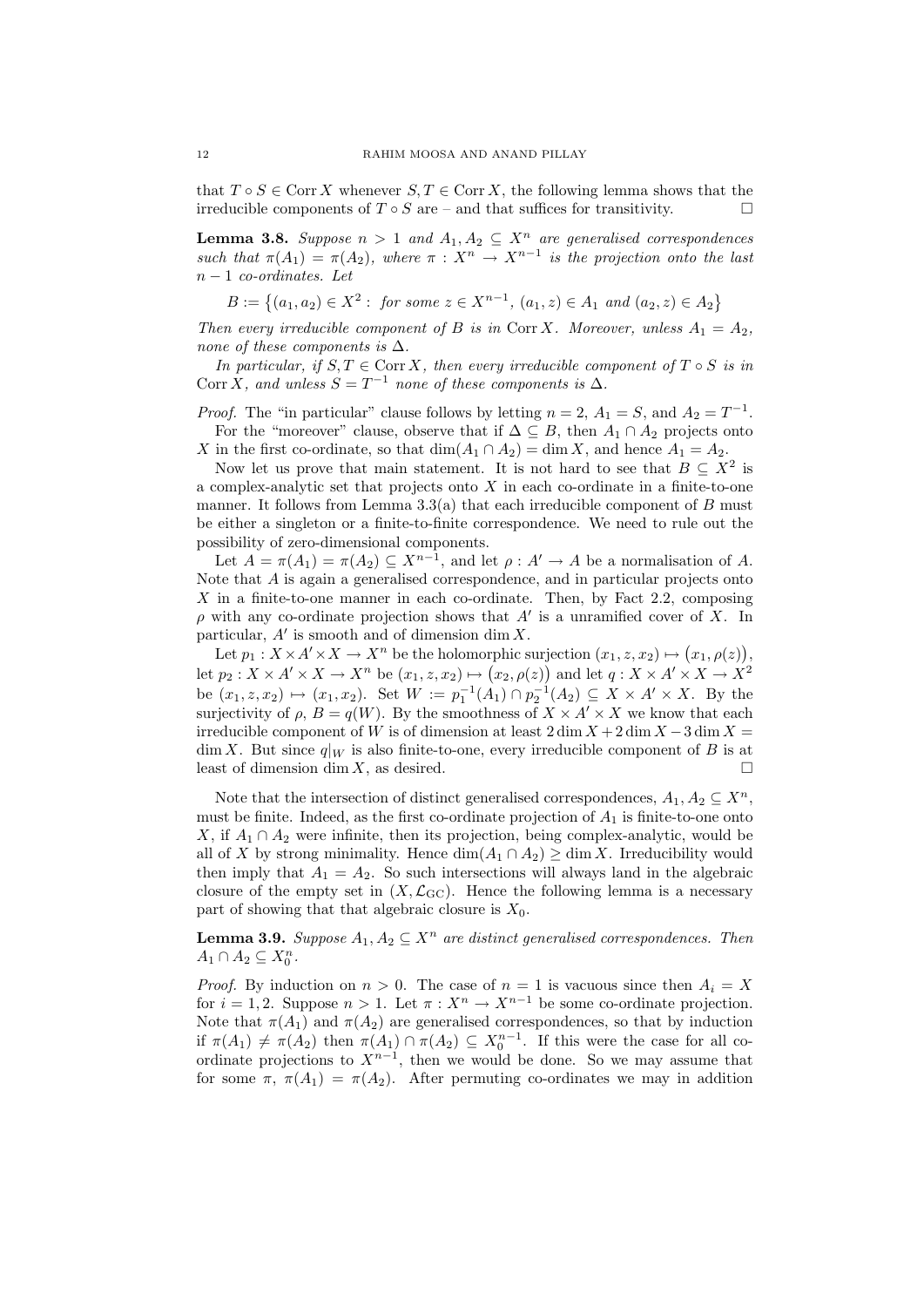that $T \circ S \in \operatorname{Corr} X$ whenever $S, T \in \operatorname{Corr} X$, the following lemma shows that the irreducible components of $T \circ S$ are – and that suffices for transitivity. $\square$

**Lemma 3.8.** *Suppose $n > 1$ and $A_1, A_2 \subseteq X^n$ are generalised correspondences such that $\pi(A_1) = \pi(A_2)$, where $\pi : X^n \to X^{n-1}$ is the projection onto the last $n-1$ co-ordinates. Let*

$$B := \{(a_1, a_2) \in X^2 : \text{ for some } z \in X^{n-1}, (a_1, z) \in A_1 \text{ and } (a_2, z) \in A_2\}$$

*Then every irreducible component of $B$ is in $\operatorname{Corr} X$. Moreover, unless $A_1 = A_2$, none of these components is $\Delta$.*

*In particular, if $S, T \in \operatorname{Corr} X$, then every irreducible component of $T \circ S$ is in $\operatorname{Corr} X$, and unless $S = T^{-1}$ none of these components is $\Delta$.*

*Proof.* The "in particular" clause follows by letting $n = 2$, $A_1 = S$, and $A_2 = T^{-1}$.

For the "moreover" clause, observe that if $\Delta \subseteq B$, then $A_1 \cap A_2$ projects onto $X$ in the first co-ordinate, so that $\dim(A_1 \cap A_2) = \dim X$, and hence $A_1 = A_2$.

Now let us prove that main statement. It is not hard to see that $B \subseteq X^2$ is a complex-analytic set that projects onto $X$ in each co-ordinate in a finite-to-one manner. It follows from Lemma 3.3(a) that each irreducible component of $B$ must be either a singleton or a finite-to-finite correspondence. We need to rule out the possibility of zero-dimensional components.

Let $A = \pi(A_1) = \pi(A_2) \subseteq X^{n-1}$, and let $\rho : A' \to A$ be a normalisation of $A$. Note that $A$ is again a generalised correspondence, and in particular projects onto $X$ in a finite-to-one manner in each co-ordinate. Then, by Fact 2.2, composing $\rho$ with any co-ordinate projection shows that $A'$ is a unramified cover of $X$. In particular, $A'$ is smooth and of dimension $\dim X$.

Let $p_1 : X \times A' \times X \to X^n$ be the holomorphic surjection $(x_1, z, x_2) \mapsto (x_1, \rho(z))$, let $p_2 : X \times A' \times X \to X^n$ be $(x_1, z, x_2) \mapsto (x_2, \rho(z))$ and let $q : X \times A' \times X \to X^2$ be $(x_1, z, x_2) \mapsto (x_1, x_2)$. Set $W := p_1^{-1}(A_1) \cap p_2^{-1}(A_2) \subseteq X \times A' \times X$. By the surjectivity of $\rho$, $B = q(W)$. By the smoothness of $X \times A' \times X$ we know that each irreducible component of $W$ is of dimension at least $2 \dim X + 2 \dim X - 3 \dim X = \dim X$. But since $q|_W$ is also finite-to-one, every irreducible component of $B$ is at least of dimension $\dim X$, as desired. $\square$

Note that the intersection of distinct generalised correspondences, $A_1, A_2 \subseteq X^n$, must be finite. Indeed, as the first co-ordinate projection of $A_1$ is finite-to-one onto $X$, if $A_1 \cap A_2$ were infinite, then its projection, being complex-analytic, would be all of $X$ by strong minimality. Hence $\dim(A_1 \cap A_2) \geq \dim X$. Irreducibility would then imply that $A_1 = A_2$. So such intersections will always land in the algebraic closure of the empty set in $(X, \mathcal{L}_{\mathrm{GC}})$. Hence the following lemma is a necessary part of showing that that algebraic closure is $X_0$.

**Lemma 3.9.** *Suppose $A_1, A_2 \subseteq X^n$ are distinct generalised correspondences. Then $A_1 \cap A_2 \subseteq X_0^n$.*

*Proof.* By induction on $n > 0$. The case of $n = 1$ is vacuous since then $A_i = X$ for $i = 1, 2$. Suppose $n > 1$. Let $\pi : X^n \to X^{n-1}$ be some co-ordinate projection. Note that $\pi(A_1)$ and $\pi(A_2)$ are generalised correspondences, so that by induction if $\pi(A_1) \neq \pi(A_2)$ then $\pi(A_1) \cap \pi(A_2) \subseteq X_0^{n-1}$. If this were the case for all co-ordinate projections to $X^{n-1}$, then we would be done. So we may assume that for some $\pi$, $\pi(A_1) = \pi(A_2)$. After permuting co-ordinates we may in addition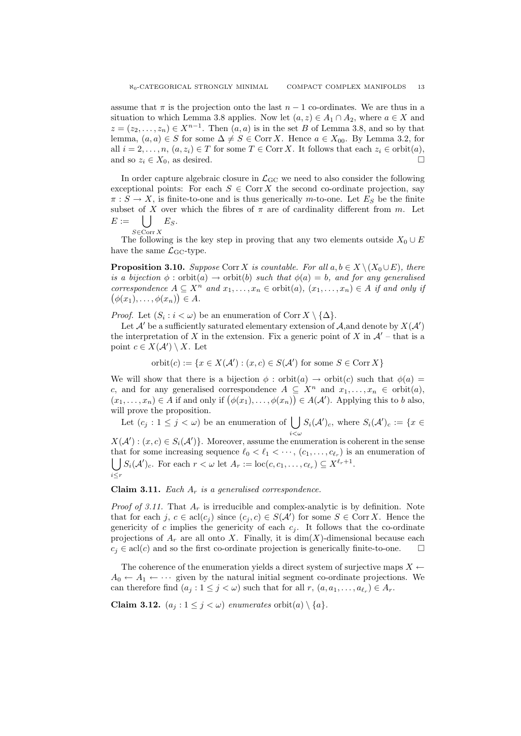assume that $\pi$ is the projection onto the last $n-1$ co-ordinates. We are thus in a situation to which Lemma 3.8 applies. Now let $(a, z) \in A_1 \cap A_2$, where $a \in X$ and $z = (z_2, \ldots, z_n) \in X^{n-1}$. Then $(a, a)$ is in the set $B$ of Lemma 3.8, and so by that lemma, $(a, a) \in S$ for some $\Delta \neq S \in \operatorname{Corr} X$. Hence $a \in X_{00}$. By Lemma 3.2, for all $i = 2, \ldots, n$, $(a, z_i) \in T$ for some $T \in \operatorname{Corr} X$. It follows that each $z_i \in \operatorname{orbit}(a)$, and so $z_i \in X_0$, as desired. □

In order capture algebraic closure in $\mathcal{L}_{\mathrm{GC}}$ we need to also consider the following exceptional points: For each $S \in \operatorname{Corr} X$ the second co-ordinate projection, say $\pi : S \to X$, is finite-to-one and is thus generically $m$-to-one. Let $E_S$ be the finite subset of $X$ over which the fibres of $\pi$ are of cardinality different from $m$. Let $E := \bigcup_{S \in \operatorname{Corr} X} E_S$.

The following is the key step in proving that any two elements outside $X_0 \cup E$ have the same $\mathcal{L}_{\mathrm{GC}}$-type.

**Proposition 3.10.** *Suppose* $\operatorname{Corr} X$ *is countable. For all* $a, b \in X \setminus (X_0 \cup E)$*, there is a bijection* $\phi : \operatorname{orbit}(a) \to \operatorname{orbit}(b)$ *such that* $\phi(a) = b$*, and for any generalised correspondence* $A \subseteq X^n$ *and* $x_1, \ldots, x_n \in \operatorname{orbit}(a)$*,* $(x_1, \ldots, x_n) \in A$ *if and only if* $\big(\phi(x_1), \ldots, \phi(x_n)\big) \in A$*.*

*Proof.* Let $(S_i : i < \omega)$ be an enumeration of $\operatorname{Corr} X \setminus \{\Delta\}$.

Let $\mathcal{A}'$ be a sufficiently saturated elementary extension of $\mathcal{A}$,and denote by $X(\mathcal{A}')$ the interpretation of $X$ in the extension. Fix a generic point of $X$ in $\mathcal{A}'$ – that is a point $c \in X(\mathcal{A}') \setminus X$. Let

$$\operatorname{orbit}(c) := \{x \in X(\mathcal{A}') : (x, c) \in S(\mathcal{A}') \text{ for some } S \in \operatorname{Corr} X\}$$

We will show that there is a bijection $\phi : \operatorname{orbit}(a) \to \operatorname{orbit}(c)$ such that $\phi(a) = c$, and for any generalised correspondence $A \subseteq X^n$ and $x_1, \ldots, x_n \in \operatorname{orbit}(a)$, $(x_1, \ldots, x_n) \in A$ if and only if $\big(\phi(x_1), \ldots, \phi(x_n)\big) \in A(\mathcal{A}')$. Applying this to $b$ also, will prove the proposition.

Let $(c_j : 1 \le j < \omega)$ be an enumeration of $\bigcup_{i<\omega} S_i(\mathcal{A}')_c$, where $S_i(\mathcal{A}')_c := \{x \in X(\mathcal{A}') : (x, c) \in S_i(\mathcal{A}')\}$. Moreover, assume the enumeration is coherent in the sense that for some increasing sequence $\ell_0 < \ell_1 < \cdots$, $(c_1, \ldots, c_{\ell_r})$ is an enumeration of $\bigcup_{i \le r} S_i(\mathcal{A}')_c$. For each $r < \omega$ let $A_r := \operatorname{loc}(c, c_1, \ldots, c_{\ell_r}) \subseteq X^{\ell_r + 1}$.

**Claim 3.11.** *Each* $A_r$ *is a generalised correspondence.*

*Proof of 3.11.* That $A_r$ is irreducible and complex-analytic is by definition. Note that for each $j$, $c \in \operatorname{acl}(c_j)$ since $(c_j, c) \in S(\mathcal{A}')$ for some $S \in \operatorname{Corr} X$. Hence the genericity of $c$ implies the genericity of each $c_j$. It follows that the co-ordinate projections of $A_r$ are all onto $X$. Finally, it is $\dim(X)$-dimensional because each $c_j \in \operatorname{acl}(c)$ and so the first co-ordinate projection is generically finite-to-one. □

The coherence of the enumeration yields a direct system of surjective maps $X \leftarrow A_0 \leftarrow A_1 \leftarrow \cdots$ given by the natural initial segment co-ordinate projections. We can therefore find $(a_j : 1 \le j < \omega)$ such that for all $r$, $(a, a_1, \ldots, a_{\ell_r}) \in A_r$.

**Claim 3.12.** $(a_j : 1 \le j < \omega)$ *enumerates* $\operatorname{orbit}(a) \setminus \{a\}$*.*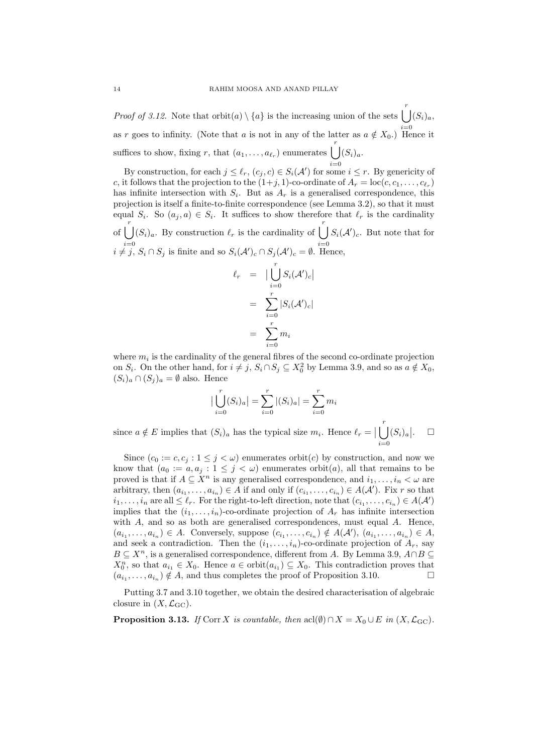*Proof of 3.12.* Note that $\operatorname{orbit}(a) \setminus \{a\}$ is the increasing union of the sets $\bigcup_{i=0}^{r}(S_i)_a$, as $r$ goes to infinity. (Note that $a$ is not in any of the latter as $a \notin X_0$.) Hence it suffices to show, fixing $r$, that $(a_1, \ldots, a_{\ell_r})$ enumerates $\bigcup_{i=0}^{r}(S_i)_a$.

By construction, for each $j \leq \ell_r$, $(c_j, c) \in S_i(\mathcal{A}')$ for some $i \leq r$. By genericity of $c$, it follows that the projection to the $(1+j, 1)$-co-ordinate of $A_r = \operatorname{loc}(c, c_1, \ldots, c_{\ell_r})$ has infinite intersection with $S_i$. But as $A_r$ is a generalised correspondence, this projection is itself a finite-to-finite correspondence (see Lemma 3.2), so that it must equal $S_i$. So $(a_j, a) \in S_i$. It suffices to show therefore that $\ell_r$ is the cardinality of $\bigcup_{i=0}^{r}(S_i)_a$. By construction $\ell_r$ is the cardinality of $\bigcup_{i=0}^{r} S_i(\mathcal{A}')_c$. But note that for $i \neq j$, $S_i \cap S_j$ is finite and so $S_i(\mathcal{A}')_c \cap S_j(\mathcal{A}')_c = \emptyset$. Hence,

$$\begin{aligned}
\ell_r &= \big|\bigcup_{i=0}^{r} S_i(\mathcal{A}')_c\big| \\
&= \sum_{i=0}^{r} |S_i(\mathcal{A}')_c| \\
&= \sum_{i=0}^{r} m_i
\end{aligned}$$

where $m_i$ is the cardinality of the general fibres of the second co-ordinate projection on $S_i$. On the other hand, for $i \neq j$, $S_i \cap S_j \subseteq X_0^2$ by Lemma 3.9, and so as $a \notin X_0$, $(S_i)_a \cap (S_j)_a = \emptyset$ also. Hence

$$\big|\bigcup_{i=0}^{r}(S_i)_a\big| = \sum_{i=0}^{r} |(S_i)_a| = \sum_{i=0}^{r} m_i$$

since $a \notin E$ implies that $(S_i)_a$ has the typical size $m_i$. Hence $\ell_r = \big|\bigcup_{i=0}^{r}(S_i)_a\big|$. $\square$

Since $(c_0 := c, c_j : 1 \leq j < \omega)$ enumerates $\operatorname{orbit}(c)$ by construction, and now we know that $(a_0 := a, a_j : 1 \leq j < \omega)$ enumerates $\operatorname{orbit}(a)$, all that remains to be proved is that if $A \subseteq X^n$ is any generalised correspondence, and $i_1, \ldots, i_n < \omega$ are arbitrary, then $(a_{i_1}, \ldots, a_{i_n}) \in A$ if and only if $(c_{i_1}, \ldots, c_{i_n}) \in A(\mathcal{A}')$. Fix $r$ so that $i_1, \ldots, i_n$ are all $\leq \ell_r$. For the right-to-left direction, note that $(c_{i_1}, \ldots, c_{i_n}) \in A(\mathcal{A}')$ implies that the $(i_1, \ldots, i_n)$-co-ordinate projection of $A_r$ has infinite intersection with $A$, and so as both are generalised correspondences, must equal $A$. Hence, $(a_{i_1}, \ldots, a_{i_n}) \in A$. Conversely, suppose $(c_{i_1}, \ldots, c_{i_n}) \notin A(\mathcal{A}')$, $(a_{i_1}, \ldots, a_{i_n}) \in A$, and seek a contradiction. Then the $(i_1, \ldots, i_n)$-co-ordinate projection of $A_r$, say $B \subseteq X^n$, is a generalised correspondence, different from $A$. By Lemma 3.9, $A \cap B \subseteq X_0^n$, so that $a_{i_1} \in X_0$. Hence $a \in \operatorname{orbit}(a_{i_1}) \subseteq X_0$. This contradiction proves that $(a_{i_1}, \ldots, a_{i_n}) \notin A$, and thus completes the proof of Proposition 3.10. $\square$

Putting 3.7 and 3.10 together, we obtain the desired characterisation of algebraic closure in $(X, \mathcal{L}_{\mathrm{GC}})$.

**Proposition 3.13.** *If* $\operatorname{Corr} X$ *is countable, then* $\operatorname{acl}(\emptyset) \cap X = X_0 \cup E$ *in* $(X, \mathcal{L}_{\mathrm{GC}})$.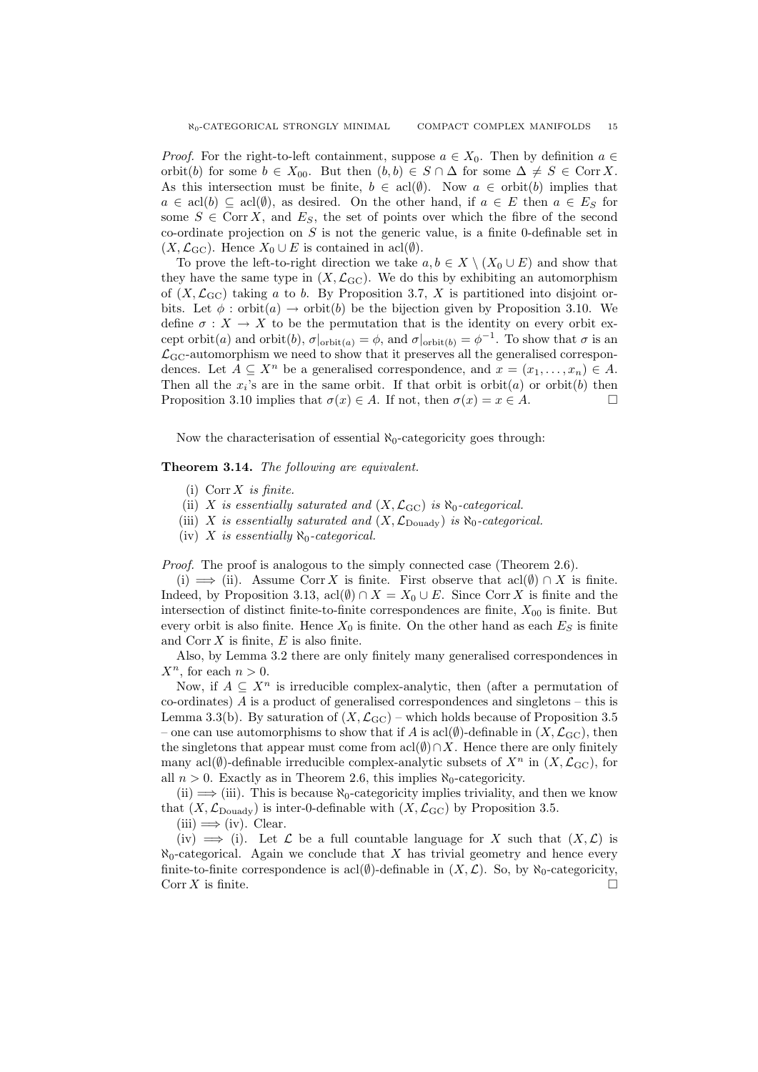*Proof.* For the right-to-left containment, suppose $a \in X_0$. Then by definition $a \in \text{orbit}(b)$ for some $b \in X_{00}$. But then $(b, b) \in S \cap \Delta$ for some $\Delta \neq S \in \text{Corr}\, X$. As this intersection must be finite, $b \in \text{acl}(\emptyset)$. Now $a \in \text{orbit}(b)$ implies that $a \in \text{acl}(b) \subseteq \text{acl}(\emptyset)$, as desired. On the other hand, if $a \in E$ then $a \in E_S$ for some $S \in \text{Corr}\, X$, and $E_S$, the set of points over which the fibre of the second co-ordinate projection on $S$ is not the generic value, is a finite 0-definable set in $(X, \mathcal{L}_{\text{GC}})$. Hence $X_0 \cup E$ is contained in $\text{acl}(\emptyset)$.

To prove the left-to-right direction we take $a, b \in X \setminus (X_0 \cup E)$ and show that they have the same type in $(X, \mathcal{L}_{\text{GC}})$. We do this by exhibiting an automorphism of $(X, \mathcal{L}_{\text{GC}})$ taking $a$ to $b$. By Proposition 3.7, $X$ is partitioned into disjoint orbits. Let $\phi : \text{orbit}(a) \to \text{orbit}(b)$ be the bijection given by Proposition 3.10. We define $\sigma : X \to X$ to be the permutation that is the identity on every orbit except $\text{orbit}(a)$ and $\text{orbit}(b)$, $\sigma|_{\text{orbit}(a)} = \phi$, and $\sigma|_{\text{orbit}(b)} = \phi^{-1}$. To show that $\sigma$ is an $\mathcal{L}_{\text{GC}}$-automorphism we need to show that it preserves all the generalised correspondences. Let $A \subseteq X^n$ be a generalised correspondence, and $x = (x_1, \ldots, x_n) \in A$. Then all the $x_i$'s are in the same orbit. If that orbit is $\text{orbit}(a)$ or $\text{orbit}(b)$ then Proposition 3.10 implies that $\sigma(x) \in A$. If not, then $\sigma(x) = x \in A$. $\square$

Now the characterisation of essential $\aleph_0$-categoricity goes through:

**Theorem 3.14.** *The following are equivalent.*

(i) $\text{Corr}\, X$ *is finite.*

(ii) $X$ *is essentially saturated and* $(X, \mathcal{L}_{\text{GC}})$ *is* $\aleph_0$*-categorical.*

(iii) $X$ *is essentially saturated and* $(X, \mathcal{L}_{\text{Douady}})$ *is* $\aleph_0$*-categorical.*

(iv) $X$ *is essentially* $\aleph_0$*-categorical.*

*Proof.* The proof is analogous to the simply connected case (Theorem 2.6).

(i) $\Longrightarrow$ (ii). Assume $\text{Corr}\, X$ is finite. First observe that $\text{acl}(\emptyset) \cap X$ is finite. Indeed, by Proposition 3.13, $\text{acl}(\emptyset) \cap X = X_0 \cup E$. Since $\text{Corr}\, X$ is finite and the intersection of distinct finite-to-finite correspondences are finite, $X_{00}$ is finite. But every orbit is also finite. Hence $X_0$ is finite. On the other hand as each $E_S$ is finite and $\text{Corr}\, X$ is finite, $E$ is also finite.

Also, by Lemma 3.2 there are only finitely many generalised correspondences in $X^n$, for each $n > 0$.

Now, if $A \subseteq X^n$ is irreducible complex-analytic, then (after a permutation of co-ordinates) $A$ is a product of generalised correspondences and singletons – this is Lemma 3.3(b). By saturation of $(X, \mathcal{L}_{\text{GC}})$ – which holds because of Proposition 3.5 – one can use automorphisms to show that if $A$ is $\text{acl}(\emptyset)$-definable in $(X, \mathcal{L}_{\text{GC}})$, then the singletons that appear must come from $\text{acl}(\emptyset) \cap X$. Hence there are only finitely many $\text{acl}(\emptyset)$-definable irreducible complex-analytic subsets of $X^n$ in $(X, \mathcal{L}_{\text{GC}})$, for all $n > 0$. Exactly as in Theorem 2.6, this implies $\aleph_0$-categoricity.

(ii) $\Longrightarrow$ (iii). This is because $\aleph_0$-categoricity implies triviality, and then we know that $(X, \mathcal{L}_{\text{Douady}})$ is inter-0-definable with $(X, \mathcal{L}_{\text{GC}})$ by Proposition 3.5.

(iii) $\Longrightarrow$ (iv). Clear.

(iv) $\Longrightarrow$ (i). Let $\mathcal{L}$ be a full countable language for $X$ such that $(X, \mathcal{L})$ is $\aleph_0$-categorical. Again we conclude that $X$ has trivial geometry and hence every finite-to-finite correspondence is $\text{acl}(\emptyset)$-definable in $(X, \mathcal{L})$. So, by $\aleph_0$-categoricity, $\text{Corr}\, X$ is finite. $\square$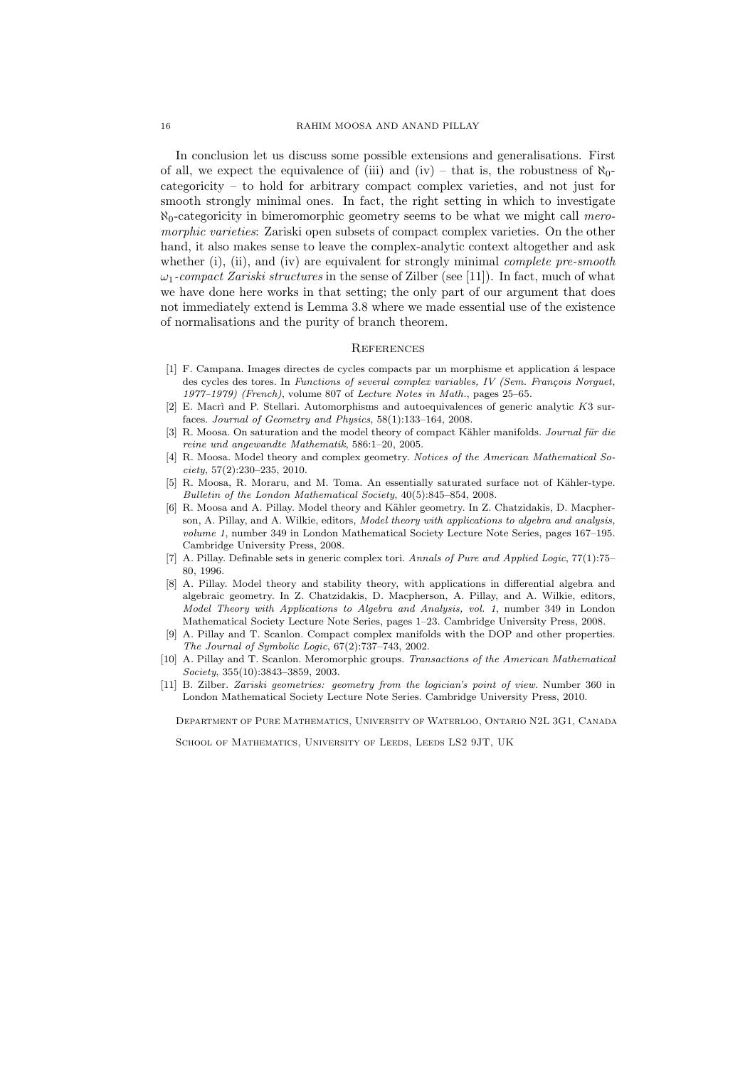In conclusion let us discuss some possible extensions and generalisations. First of all, we expect the equivalence of (iii) and (iv) – that is, the robustness of $\aleph_0$-categoricity – to hold for arbitrary compact complex varieties, and not just for smooth strongly minimal ones. In fact, the right setting in which to investigate $\aleph_0$-categoricity in bimeromorphic geometry seems to be what we might call *meromorphic varieties*: Zariski open subsets of compact complex varieties. On the other hand, it also makes sense to leave the complex-analytic context altogether and ask whether (i), (ii), and (iv) are equivalent for strongly minimal *complete pre-smooth* $\omega_1$*-compact Zariski structures* in the sense of Zilber (see [11]). In fact, much of what we have done here works in that setting; the only part of our argument that does not immediately extend is Lemma 3.8 where we made essential use of the existence of normalisations and the purity of branch theorem.

## References

[1] F. Campana. Images directes de cycles compacts par un morphisme et application á lespace des cycles des tores. In *Functions of several complex variables, IV (Sem. François Norguet, 1977–1979) (French)*, volume 807 of *Lecture Notes in Math.*, pages 25–65.

[2] E. Macrì and P. Stellari. Automorphisms and autoequivalences of generic analytic $K3$ surfaces. *Journal of Geometry and Physics*, 58(1):133–164, 2008.

[3] R. Moosa. On saturation and the model theory of compact Kähler manifolds. *Journal für die reine und angewandte Mathematik*, 586:1–20, 2005.

[4] R. Moosa. Model theory and complex geometry. *Notices of the American Mathematical Society*, 57(2):230–235, 2010.

[5] R. Moosa, R. Moraru, and M. Toma. An essentially saturated surface not of Kähler-type. *Bulletin of the London Mathematical Society*, 40(5):845–854, 2008.

[6] R. Moosa and A. Pillay. Model theory and Kähler geometry. In Z. Chatzidakis, D. Macpherson, A. Pillay, and A. Wilkie, editors, *Model theory with applications to algebra and analysis, volume 1*, number 349 in London Mathematical Society Lecture Note Series, pages 167–195. Cambridge University Press, 2008.

[7] A. Pillay. Definable sets in generic complex tori. *Annals of Pure and Applied Logic*, 77(1):75–80, 1996.

[8] A. Pillay. Model theory and stability theory, with applications in differential algebra and algebraic geometry. In Z. Chatzidakis, D. Macpherson, A. Pillay, and A. Wilkie, editors, *Model Theory with Applications to Algebra and Analysis, vol. 1*, number 349 in London Mathematical Society Lecture Note Series, pages 1–23. Cambridge University Press, 2008.

[9] A. Pillay and T. Scanlon. Compact complex manifolds with the DOP and other properties. *The Journal of Symbolic Logic*, 67(2):737–743, 2002.

[10] A. Pillay and T. Scanlon. Meromorphic groups. *Transactions of the American Mathematical Society*, 355(10):3843–3859, 2003.

[11] B. Zilber. *Zariski geometries: geometry from the logician's point of view*. Number 360 in London Mathematical Society Lecture Note Series. Cambridge University Press, 2010.

Department of Pure Mathematics, University of Waterloo, Ontario N2L 3G1, Canada

School of Mathematics, University of Leeds, Leeds LS2 9JT, UK